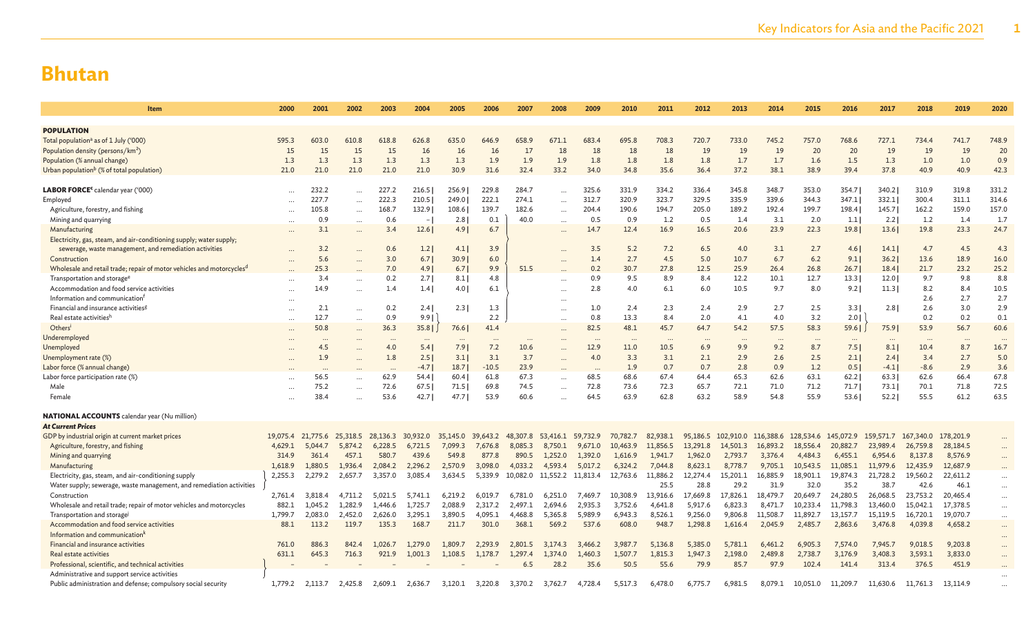# Bhutan

| Item | 2000 | 2001 | 2002 | 2003 | 2004 | 2005 | 2006 | 2007 | 2008 | 2009 | 2010 | 2011 | 2012 | 2013 | 2014 | 2015 | 2016 | 2017 | 2018 | 2019 | 2020 |
|---|---|---|---|---|---|---|---|---|---|---|---|---|---|---|---|---|---|---|---|---|---|
| **POPULATION** | | | | | | | | | | | | | | | | | | | | | |
| Total population[a] as of 1 July ('000) | 595.3 | 603.0 | 610.8 | 618.8 | 626.8 | 635.0 | 646.9 | 658.9 | 671.1 | 683.4 | 695.8 | 708.3 | 720.7 | 733.0 | 745.2 | 757.0 | 768.6 | 727.1 | 734.4 | 741.7 | 748.9 |
| Population density (persons/$km^2$) | 15 | 15 | 15 | 15 | 16 | 16 | 16 | 17 | 18 | 18 | 18 | 18 | 19 | 19 | 19 | 20 | 20 | 19 | 19 | 19 | 20 |
| Population (% annual change) | 1.3 | 1.3 | 1.3 | 1.3 | 1.3 | 1.3 | 1.9 | 1.9 | 1.9 | 1.8 | 1.8 | 1.8 | 1.8 | 1.7 | 1.7 | 1.6 | 1.5 | 1.3 | 1.0 | 1.0 | 0.9 |
| Urban population[b] (% of total population) | 21.0 | 21.0 | 21.0 | 21.0 | 21.0 | 30.9 | 31.6 | 32.4 | 33.2 | 34.0 | 34.8 | 35.6 | 36.4 | 37.2 | 38.1 | 38.9 | 39.4 | 37.8 | 40.9 | 40.9 | 42.3 |
| **LABOR FORCE[c]** calendar year ('000) | ... | 232.2 | ... | 227.2 | 216.5 | 256.9 | 229.8 | 284.7 | ... | 325.6 | 331.9 | 334.2 | 336.4 | 345.8 | 348.7 | 353.0 | 354.7 | 340.2 | 310.9 | 319.8 | 331.2 |
| Employed | ... | 227.7 | ... | 222.3 | 210.5 | 249.0 | 222.1 | 274.1 | ... | 312.7 | 320.9 | 323.7 | 329.5 | 335.9 | 339.6 | 344.3 | 347.1 | 332.1 | 300.4 | 311.1 | 314.6 |
| Agriculture, forestry, and fishing | ... | 105.8 | ... | 168.7 | 132.9 | 108.6 | 139.7 | 182.6 | ... | 204.4 | 190.6 | 194.7 | 205.0 | 189.2 | 192.4 | 199.7 | 198.4 | 145.7 | 162.2 | 159.0 | 157.0 |
| Mining and quarrying | ... | 0.9 | ... | 0.6 | – | 2.8 | 0.1 | 40.0 | ... | 0.5 | 0.9 | 1.2 | 0.5 | 1.4 | 3.1 | 2.0 | 1.1 | 2.2 | 1.2 | 1.4 | 1.7 |
| Manufacturing | ... | 3.1 | ... | 3.4 | 12.6 | 4.9 | 6.7 | | ... | 14.7 | 12.4 | 16.9 | 16.5 | 20.6 | 23.9 | 22.3 | 19.8 | 13.6 | 19.8 | 23.3 | 24.7 |
| Electricity, gas, steam, and air-conditioning supply; water supply; sewerage, waste management, and remediation activities | ... | 3.2 | ... | 0.6 | 1.2 | 4.1 | 3.9 | | ... | 3.5 | 5.2 | 7.2 | 6.5 | 4.0 | 3.1 | 2.7 | 4.6 | 14.1 | 4.7 | 4.5 | 4.3 |
| Construction | ... | 5.6 | ... | 3.0 | 6.7 | 30.9 | 6.0 | | ... | 1.4 | 2.7 | 4.5 | 5.0 | 10.7 | 6.7 | 6.2 | 9.1 | 36.2 | 13.6 | 18.9 | 16.0 |
| Wholesale and retail trade; repair of motor vehicles and motorcycles[d] | ... | 25.3 | ... | 7.0 | 4.9 | 6.7 | 9.9 | 51.5 | ... | 0.2 | 30.7 | 27.8 | 12.5 | 25.9 | 26.4 | 26.8 | 26.7 | 18.4 | 21.7 | 23.2 | 25.2 |
| Transportation and storage[e] | ... | 3.4 | ... | 0.2 | 2.7 | 8.1 | 4.8 | | ... | 0.9 | 9.5 | 8.9 | 8.4 | 12.2 | 10.1 | 12.7 | 13.3 | 12.0 | 9.7 | 9.8 | 8.8 |
| Accommodation and food service activities | ... | 14.9 | ... | 1.4 | 1.4 | 4.0 | 6.1 | | ... | 2.8 | 4.0 | 6.1 | 6.0 | 10.5 | 9.7 | 8.0 | 9.2 | 11.3 | 8.2 | 8.4 | 10.5 |
| Information and communication[f] | ... | | | | | | | | ... | | | | | | | | | | 2.6 | 2.7 | 2.7 |
| Financial and insurance activities[g] | ... | 2.1 | ... | 0.2 | 2.4 | 2.3 | 1.3 | | ... | 1.0 | 2.4 | 2.3 | 2.4 | 2.9 | 2.7 | 2.5 | 3.3 | 2.8 | 2.6 | 3.0 | 2.9 |
| Real estate activities[h] | ... | 12.7 | ... | 0.9 | 9.9 | | 2.2 | | ... | 0.8 | 13.3 | 8.4 | 2.0 | 4.1 | 4.0 | 3.2 | 2.0 | | 0.2 | 0.2 | 0.1 |
| Others[i] | ... | 50.8 | ... | 36.3 | 35.8 | 76.6 | 41.4 | | ... | 82.5 | 48.1 | 45.7 | 64.7 | 54.2 | 57.5 | 58.3 | 59.6 | 75.9 | 53.9 | 56.7 | 60.6 |
| Underemployed | ... | ... | ... | ... | ... | ... | ... | ... | ... | ... | ... | ... | ... | ... | ... | ... | ... | ... | ... | ... | ... |
| Unemployed | ... | 4.5 | ... | 4.0 | 5.4 | 7.9 | 7.2 | 10.6 | ... | 12.9 | 11.0 | 10.5 | 6.9 | 9.9 | 9.2 | 8.7 | 7.5 | 8.1 | 10.4 | 8.7 | 16.7 |
| Unemployment rate (%) | ... | 1.9 | ... | 1.8 | 2.5 | 3.1 | 3.1 | 3.7 | ... | 4.0 | 3.3 | 3.1 | 2.1 | 2.9 | 2.6 | 2.5 | 2.1 | 2.4 | 3.4 | 2.7 | 5.0 |
| Labor force (% annual change) | ... | ... | ... | ... | -4.7 | 18.7 | -10.5 | 23.9 | ... | ... | 1.9 | 0.7 | 0.7 | 2.8 | 0.9 | 1.2 | 0.5 | -4.1 | -8.6 | 2.9 | 3.6 |
| Labor force participation rate (%) | ... | 56.5 | ... | 62.9 | 54.4 | 60.4 | 61.8 | 67.3 | ... | 68.5 | 68.6 | 67.4 | 64.4 | 65.3 | 62.6 | 63.1 | 62.2 | 63.3 | 62.6 | 66.4 | 67.8 |
| Male | ... | 75.2 | ... | 72.6 | 67.5 | 71.5 | 69.8 | 74.5 | ... | 72.8 | 73.6 | 72.3 | 65.7 | 72.1 | 71.0 | 71.2 | 71.7 | 73.1 | 70.1 | 71.8 | 72.5 |
| Female | ... | 38.4 | ... | 53.6 | 42.7 | 47.7 | 53.9 | 60.6 | ... | 64.5 | 63.9 | 62.8 | 63.2 | 58.9 | 54.8 | 55.9 | 53.6 | 52.2 | 55.5 | 61.2 | 63.5 |
| **NATIONAL ACCOUNTS** calendar year (Nu million) | | | | | | | | | | | | | | | | | | | | | |
| ***At Current Prices*** | | | | | | | | | | | | | | | | | | | | | |
| GDP by industrial origin at current market prices | 19,075.4 | 21,775.6 | 25,318.5 | 28,136.3 | 30,932.0 | 35,145.0 | 39,643.2 | 48,307.8 | 53,416.1 | 59,732.9 | 70,782.7 | 82,938.1 | 95,186.5 | 102,910.0 | 116,388.6 | 128,534.6 | 145,072.9 | 159,571.7 | 167,340.0 | 178,201.9 | ... |
| Agriculture, forestry, and fishing | 4,629.1 | 5,044.7 | 5,874.2 | 6,228.5 | 6,721.5 | 7,099.3 | 7,676.8 | 8,085.3 | 8,750.1 | 9,671.0 | 10,463.9 | 11,856.5 | 13,291.8 | 14,501.3 | 16,893.2 | 18,556.4 | 20,882.7 | 23,989.4 | 26,759.8 | 28,184.5 | ... |
| Mining and quarrying | 314.9 | 361.4 | 457.1 | 580.7 | 439.6 | 549.8 | 877.8 | 890.5 | 1,252.0 | 1,392.0 | 1,616.9 | 1,941.7 | 1,962.0 | 2,793.7 | 3,376.4 | 4,484.3 | 6,455.1 | 6,954.6 | 8,137.8 | 8,576.9 | ... |
| Manufacturing | 1,618.9 | 1,880.5 | 1,936.4 | 2,084.2 | 2,296.2 | 2,570.9 | 3,098.0 | 4,033.2 | 4,593.4 | 5,017.2 | 6,324.2 | 7,044.8 | 8,623.1 | 8,778.7 | 9,705.1 | 10,543.5 | 11,085.1 | 11,979.6 | 12,435.9 | 12,687.9 | ... |
| Electricity, gas, steam, and air-conditioning supply | 2,255.3 | 2,279.2 | 2,657.7 | 3,357.0 | 3,085.4 | 3,634.5 | 5,339.9 | 10,082.0 | 11,552.2 | 11,813.4 | 12,763.6 | 11,886.2 | 12,274.4 | 15,201.1 | 16,885.9 | 18,901.1 | 19,874.3 | 21,728.2 | 19,560.2 | 22,611.2 | ... |
| Water supply; sewerage, waste management, and remediation activities | | | | | | | | | | | | 25.5 | 28.8 | 29.2 | 31.9 | 32.0 | 35.2 | 38.7 | 42.6 | 46.1 | ... |
| Construction | 2,761.4 | 3,818.4 | 4,711.2 | 5,021.5 | 5,741.1 | 6,219.2 | 6,019.7 | 6,781.0 | 6,251.0 | 7,469.7 | 10,308.9 | 13,916.6 | 17,669.8 | 17,826.1 | 18,479.7 | 20,649.7 | 24,280.5 | 26,068.5 | 23,753.2 | 20,465.4 | ... |
| Wholesale and retail trade; repair of motor vehicles and motorcycles | 882.1 | 1,045.2 | 1,282.9 | 1,446.6 | 1,725.7 | 2,088.9 | 2,317.2 | 2,497.1 | 2,694.6 | 2,935.3 | 3,752.6 | 4,641.8 | 5,917.6 | 6,823.3 | 8,471.7 | 10,233.4 | 11,798.3 | 13,460.0 | 15,042.1 | 17,378.5 | ... |
| Transportation and storage[j] | 1,799.7 | 2,083.0 | 2,452.0 | 2,626.0 | 3,295.1 | 3,890.5 | 4,095.1 | 4,468.8 | 5,365.8 | 5,989.9 | 6,943.3 | 8,526.1 | 9,256.0 | 9,806.8 | 11,508.7 | 11,892.7 | 13,157.7 | 15,119.5 | 16,720.1 | 19,070.7 | ... |
| Accommodation and food service activities | 88.1 | 113.2 | 119.7 | 135.3 | 168.7 | 211.7 | 301.0 | 368.1 | 569.2 | 537.6 | 608.0 | 948.7 | 1,298.8 | 1,616.4 | 2,045.9 | 2,485.7 | 2,863.6 | 3,476.8 | 4,039.8 | 4,658.2 | ... |
| Information and communication[k] | | | | | | | | | | | | | | | | | | | | | ... |
| Financial and insurance activities | 761.0 | 886.3 | 842.4 | 1,026.7 | 1,279.0 | 1,809.7 | 2,293.9 | 2,801.5 | 3,174.3 | 3,466.2 | 3,987.7 | 5,136.8 | 5,385.0 | 5,781.1 | 6,461.2 | 6,905.3 | 7,574.0 | 7,945.7 | 9,018.5 | 9,203.8 | ... |
| Real estate activities | 631.1 | 645.3 | 716.3 | 921.9 | 1,001.3 | 1,108.5 | 1,178.7 | 1,297.4 | 1,374.0 | 1,460.3 | 1,507.7 | 1,815.3 | 1,947.3 | 2,198.0 | 2,489.8 | 2,738.7 | 3,176.9 | 3,408.3 | 3,593.1 | 3,833.0 | ... |
| Professional, scientific, and technical activities | – | – | – | – | – | – | – | 6.5 | 28.2 | 35.6 | 50.5 | 55.6 | 79.9 | 85.7 | 97.9 | 102.4 | 141.4 | 313.4 | 376.5 | 451.9 | ... |
| Administrative and support service activities | | | | | | | | | | | | | | | | | | | | | ... |
| Public administration and defense; compulsory social security | 1,779.2 | 2,113.7 | 2,425.8 | 2,609.1 | 2,636.7 | 3,120.1 | 3,220.8 | 3,370.2 | 3,762.7 | 4,728.4 | 5,517.3 | 6,478.0 | 6,775.7 | 6,981.5 | 8,079.1 | 10,051.0 | 11,209.7 | 11,630.6 | 11,761.3 | 13,114.9 | ... |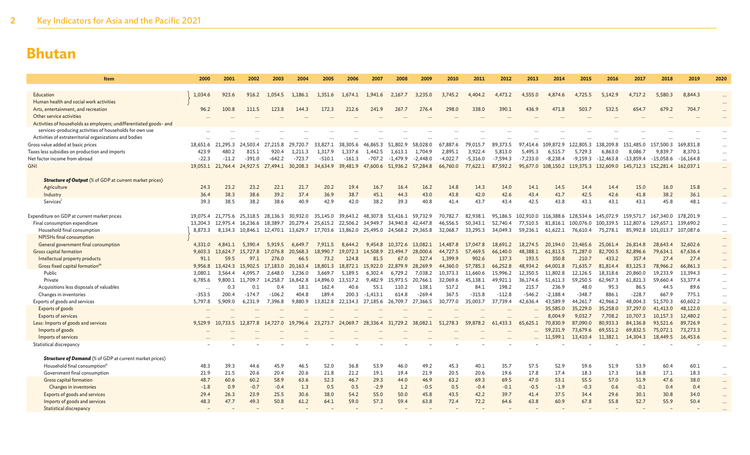# Bhutan

| Item | 2000 | 2001 | 2002 | 2003 | 2004 | 2005 | 2006 | 2007 | 2008 | 2009 | 2010 | 2011 | 2012 | 2013 | 2014 | 2015 | 2016 | 2017 | 2018 | 2019 | 2020 |
|---|---|---|---|---|---|---|---|---|---|---|---|---|---|---|---|---|---|---|---|---|---|
| Education / Human health and social work activities | 1,034.6 | 923.6 | 916.2 | 1,054.5 | 1,186.1 | 1,351.6 | 1,674.1 | 1,941.6 | 2,167.7 | 3,235.0 | 3,745.2 | 4,404.2 | 4,473.2 | 4,555.0 | 4,874.6 | 4,725.5 | 5,142.9 | 4,717.2 | 5,580.3 | 8,844.3 | … |
| Arts, entertainment, and recreation | 96.2 | 100.8 | 111.5 | 123.8 | 144.3 | 172.3 | 212.6 | 241.9 | 267.7 | 276.4 | 298.0 | 338.0 | 390.1 | 436.9 | 471.8 | 503.7 | 532.5 | 654.7 | 679.2 | 704.7 | … |
| Other service activities | … | … | … | … | … | … | … | … | … | … | … | … | … | … | … | … | … | … | … | … | … |
| Activities of households as employers; undifferentiated goods- and services-producing activities of households for own use | … | … | … | … | … | … | … | … | … | … | … | … | … | … | … | … | … | … | … | … | … |
| Activities of extraterritorial organizations and bodies | … | … | … | … | … | … | … | … | … | … | … | … | … | … | … | … | … | … | … | … | … |
| Gross value added at basic prices | 18,651.6 | 21,295.3 | 24,503.4 | 27,215.8 | 29,720.7 | 33,827.1 | 38,305.6 | 46,865.3 | 51,802.9 | 58,028.0 | 67,887.6 | 79,015.7 | 89,373.5 | 97,414.6 | 109,872.9 | 122,805.3 | 138,209.8 | 151,485.0 | 157,500.3 | 169,831.8 | … |
| Taxes less subsidies on production and imports | 423.9 | 480.2 | 815.1 | 920.4 | 1,211.3 | 1,317.9 | 1,337.6 | 1,442.5 | 1,613.1 | 1,704.9 | 2,895.1 | 3,922.4 | 5,813.0 | 5,495.3 | 6,515.7 | 5,729.3 | 6,863.0 | 8,086.7 | 9,839.7 | 8,370.1 | … |
| Net factor income from abroad | -22.3 | -11.2 | -391.0 | -642.2 | -723.7 | -510.1 | -161.3 | -707.2 | -1,479.9 | -2,448.0 | -4,022.7 | -5,316.0 | -7,594.3 | -7,233.0 | -8,238.4 | -9,159.3 | -12,463.8 | -13,859.4 | -15,058.6 | -16,164.8 | … |
| GNI | 19,053.1 | 21,764.4 | 24,927.5 | 27,494.1 | 30,208.3 | 34,634.9 | 39,481.9 | 47,600.6 | 51,936.2 | 57,284.8 | 66,760.0 | 77,622.1 | 87,592.2 | 95,677.0 | 108,150.2 | 119,375.3 | 132,609.0 | 145,712.3 | 152,281.4 | 162,037.1 | … |
| ***Structure of Output*** (% of GDP at current market prices) | | | | | | | | | | | | | | | | | | | | | |
| Agriculture | 24.3 | 23.2 | 23.2 | 22.1 | 21.7 | 20.2 | 19.4 | 16.7 | 16.4 | 16.2 | 14.8 | 14.3 | 14.0 | 14.1 | 14.5 | 14.4 | 14.4 | 15.0 | 16.0 | 15.8 | … |
| Industry | 36.4 | 38.3 | 38.6 | 39.2 | 37.4 | 36.9 | 38.7 | 45.1 | 44.3 | 43.0 | 43.8 | 42.0 | 42.6 | 43.4 | 41.7 | 42.5 | 42.6 | 41.8 | 38.2 | 36.1 | … |
| Services[l] | 39.3 | 38.5 | 38.2 | 38.6 | 40.9 | 42.9 | 42.0 | 38.2 | 39.3 | 40.8 | 41.4 | 43.7 | 43.4 | 42.5 | 43.8 | 43.1 | 43.1 | 43.1 | 45.8 | 48.1 | … |
| Expenditure on GDP at current market prices | 19,075.4 | 21,775.6 | 25,318.5 | 28,136.3 | 30,932.0 | 35,145.0 | 39,643.2 | 48,307.8 | 53,416.1 | 59,732.9 | 70,782.7 | 82,938.1 | 95,186.5 | 102,910.0 | 116,388.6 | 128,534.6 | 145,072.9 | 159,571.7 | 167,340.0 | 178,201.9 | … |
| Final consumption expenditure | 13,204.3 | 12,975.4 | 16,236.6 | 18,389.7 | 20,279.4 | 25,615.2 | 22,506.2 | 34,949.7 | 34,940.8 | 42,447.8 | 46,556.5 | 50,343.1 | 52,740.4 | 77,510.5 | 81,816.1 | 100,076.0 | 100,339.5 | 112,807.6 | 129,657.1 | 139,690.2 | … |
| Household final consumption / NPISHs final consumption | 8,873.3 | 8,134.3 | 10,846.1 | 12,470.1 | 13,629.7 | 17,703.6 | 13,862.0 | 25,495.0 | 24,568.2 | 29,365.8 | 32,068.7 | 33,295.3 | 34,049.3 | 59,236.1 | 61,622.1 | 76,610.4 | 75,278.1 | 85,992.8 | 101,013.7 | 107,087.6 | … |
| General government final consumption | 4,331.0 | 4,841.1 | 5,390.4 | 5,919.5 | 6,649.7 | 7,911.5 | 8,644.2 | 9,454.8 | 10,372.6 | 13,082.1 | 14,487.8 | 17,047.8 | 18,691.2 | 18,274.5 | 20,194.0 | 23,465.6 | 25,061.4 | 26,814.8 | 28,643.4 | 32,602.6 | … |
| Gross capital formation | 9,603.3 | 13,624.7 | 15,727.8 | 17,076.8 | 20,568.3 | 18,990.7 | 19,072.3 | 14,508.9 | 23,494.7 | 28,000.6 | 44,727.5 | 57,469.5 | 66,140.0 | 48,388.1 | 61,813.5 | 71,287.0 | 82,700.5 | 82,896.6 | 79,634.1 | 67,636.4 | … |
| Intellectual property products | 91.1 | 59.5 | 97.1 | 276.0 | 66.5 | 73.2 | 124.8 | 81.5 | 67.0 | 327.4 | 1,399.9 | 902.6 | 137.3 | 193.5 | 350.8 | 210.7 | 433.2 | 357.4 | 27.4 | 27.4 | … |
| Gross fixed capital formation[m] | 9,956.8 | 13,424.3 | 15,902.5 | 17,183.0 | 20,163.4 | 18,801.3 | 18,872.1 | 15,922.0 | 22,879.9 | 28,269.9 | 44,360.0 | 57,785.3 | 66,252.8 | 48,934.2 | 64,001.8 | 71,635.7 | 81,814.4 | 83,125.3 | 78,966.2 | 66,861.3 | … |
| Public | 3,080.1 | 3,564.4 | 4,095.7 | 2,648.0 | 3,236.0 | 3,669.7 | 5,189.5 | 6,302.4 | 6,729.2 | 7,038.2 | 10,373.3 | 11,660.6 | 15,996.2 | 12,350.5 | 11,802.8 | 12,126.5 | 18,318.6 | 20,860.0 | 19,233.9 | 13,394.3 | … |
| Private | 6,785.6 | 9,800.1 | 11,709.7 | 14,258.7 | 16,842.8 | 14,896.0 | 13,517.2 | 9,482.9 | 15,973.5 | 20,766.1 | 32,069.6 | 45,138.1 | 49,921.1 | 36,174.6 | 51,611.3 | 59,250.5 | 62,967.3 | 61,821.3 | 59,660.4 | 53,377.4 | … |
| Acquisitions less disposals of valuables | … | 0.3 | 0.1 | 0.4 | 18.1 | 162.4 | 40.6 | 55.1 | 110.2 | 138.1 | 517.2 | 84.1 | 198.2 | 215.7 | 236.9 | 48.0 | 95.3 | 86.5 | 44.5 | 89.6 | … |
| Changes in inventories | -353.5 | 200.4 | -174.7 | -106.2 | 404.8 | 189.4 | 200.3 | -1,413.1 | 614.8 | -269.4 | 367.5 | -315.8 | -112.8 | -546.2 | -2,188.4 | -348.7 | 886.1 | -228.7 | 667.9 | 775.1 | … |
| Exports of goods and services | 5,797.8 | 5,909.0 | 6,231.9 | 7,396.8 | 9,880.9 | 13,812.8 | 22,134.3 | 27,185.6 | 26,709.7 | 27,366.5 | 30,777.0 | 35,003.7 | 37,739.4 | 42,636.4 | 43,589.9 | 44,261.7 | 42,966.2 | 48,004.3 | 51,570.3 | 60,602.2 | … |
| Exports of goods | … | … | … | … | … | … | … | … | … | … | … | … | … | … | 35,585.0 | 35,229.0 | 35,258.0 | 37,297.0 | 41,413.0 | 48,122.0 | … |
| Exports of services | … | … | … | … | … | … | … | … | … | … | … | … | … | … | 8,004.9 | 9,032.7 | 7,708.2 | 10,707.3 | 10,157.3 | 12,480.2 | … |
| Less: Imports of goods and services | 9,529.9 | 10,733.5 | 12,877.8 | 14,727.0 | 19,796.6 | 23,273.7 | 24,069.7 | 28,336.4 | 31,729.2 | 38,082.1 | 51,278.3 | 59,878.2 | 61,433.3 | 65,625.1 | 70,830.9 | 87,090.0 | 80,933.3 | 84,136.8 | 93,521.6 | 89,726.9 | … |
| Imports of goods | … | … | … | … | … | … | … | … | … | … | … | … | … | … | 59,231.9 | 73,679.6 | 69,551.2 | 69,832.5 | 75,072.1 | 73,273.3 | … |
| Imports of services | … | … | … | … | … | … | … | … | … | … | … | … | … | … | 11,599.1 | 13,410.4 | 11,382.1 | 14,304.3 | 18,449.5 | 16,453.6 | … |
| Statistical discrepancy | – | – | – | – | – | – | – | – | – | – | – | – | – | – | – | – | – | – | – | – | … |
| ***Structure of Demand*** (% of GDP at current market prices) | | | | | | | | | | | | | | | | | | | | | |
| Household final consumption[n] | 48.3 | 39.3 | 44.6 | 45.9 | 46.5 | 52.0 | 36.8 | 53.9 | 46.0 | 49.2 | 45.3 | 40.1 | 35.7 | 57.5 | 52.9 | 59.6 | 51.9 | 53.9 | 60.4 | 60.1 | … |
| Government final consumption | 21.9 | 21.5 | 20.6 | 20.4 | 20.6 | 21.8 | 21.2 | 19.1 | 19.4 | 21.9 | 20.5 | 20.6 | 19.6 | 17.8 | 17.4 | 18.3 | 17.3 | 16.8 | 17.1 | 18.3 | … |
| Gross capital formation | 48.7 | 60.6 | 60.2 | 58.9 | 63.6 | 52.3 | 46.7 | 29.3 | 44.0 | 46.9 | 63.2 | 69.3 | 69.5 | 47.0 | 53.1 | 55.5 | 57.0 | 51.9 | 47.6 | 38.0 | … |
| Changes in inventories | -1.8 | 0.9 | -0.7 | -0.4 | 1.3 | 0.5 | 0.5 | -2.9 | 1.2 | -0.5 | 0.5 | -0.4 | -0.1 | -0.5 | -1.9 | -0.3 | 0.6 | -0.1 | 0.4 | 0.4 | … |
| Exports of goods and services | 29.4 | 26.3 | 23.9 | 25.5 | 30.6 | 38.0 | 54.2 | 55.0 | 50.0 | 45.8 | 43.5 | 42.2 | 39.7 | 41.4 | 37.5 | 34.4 | 29.6 | 30.1 | 30.8 | 34.0 | … |
| Imports of goods and services | 48.3 | 47.7 | 49.3 | 50.8 | 61.2 | 64.1 | 59.0 | 57.3 | 59.4 | 63.8 | 72.4 | 72.2 | 64.6 | 63.8 | 60.9 | 67.8 | 55.8 | 52.7 | 55.9 | 50.4 | … |
| Statistical discrepancy | – | – | – | – | – | – | – | – | – | – | – | – | – | – | – | – | – | – | – | – | … |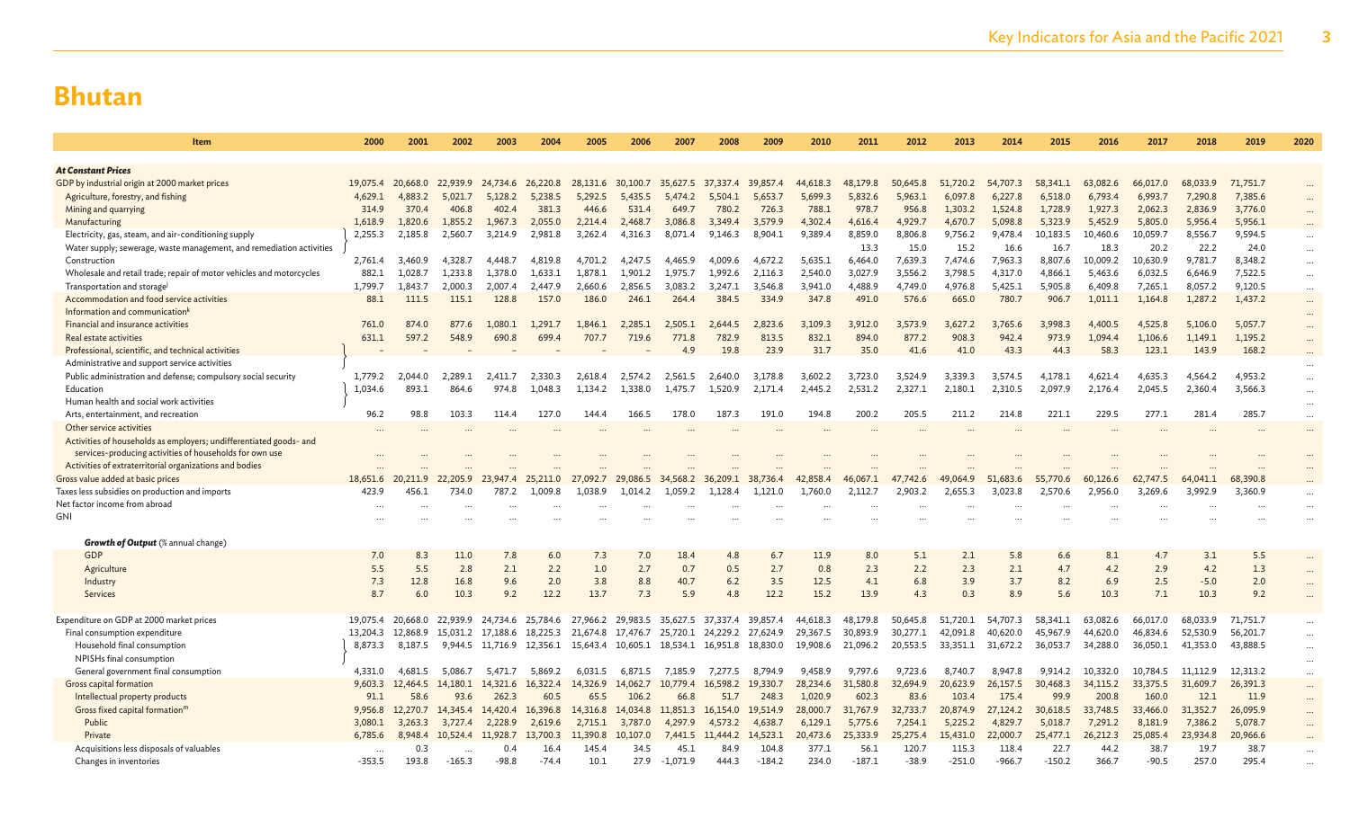# Bhutan

| Item | 2000 | 2001 | 2002 | 2003 | 2004 | 2005 | 2006 | 2007 | 2008 | 2009 | 2010 | 2011 | 2012 | 2013 | 2014 | 2015 | 2016 | 2017 | 2018 | 2019 | 2020 |
|---|---|---|---|---|---|---|---|---|---|---|---|---|---|---|---|---|---|---|---|---|---|
| ***At Constant Prices*** | | | | | | | | | | | | | | | | | | | | | |
| GDP by industrial origin at 2000 market prices | 19,075.4 | 20,668.0 | 22,939.9 | 24,734.6 | 26,220.8 | 28,131.6 | 30,100.7 | 35,627.5 | 37,337.4 | 39,857.4 | 44,618.3 | 48,179.8 | 50,645.8 | 51,720.2 | 54,707.3 | 58,341.1 | 63,082.6 | 66,017.0 | 68,033.9 | 71,751.7 | ... |
| Agriculture, forestry, and fishing | 4,629.1 | 4,883.2 | 5,021.7 | 5,128.2 | 5,238.5 | 5,292.5 | 5,435.5 | 5,474.2 | 5,504.1 | 5,653.7 | 5,699.3 | 5,832.6 | 5,963.1 | 6,097.8 | 6,227.8 | 6,518.0 | 6,793.4 | 6,993.7 | 7,290.8 | 7,385.6 | ... |
| Mining and quarrying | 314.9 | 370.4 | 406.8 | 402.4 | 381.3 | 446.6 | 531.4 | 649.7 | 780.2 | 726.3 | 788.1 | 978.7 | 956.8 | 1,303.2 | 1,524.8 | 1,728.9 | 1,927.3 | 2,062.3 | 2,836.9 | 3,776.0 | ... |
| Manufacturing | 1,618.9 | 1,820.6 | 1,855.2 | 1,967.3 | 2,055.0 | 2,214.4 | 2,468.7 | 3,086.8 | 3,349.4 | 3,579.9 | 4,302.4 | 4,616.4 | 4,929.7 | 4,670.7 | 5,098.8 | 5,323.9 | 5,452.9 | 5,805.0 | 5,956.4 | 5,956.1 | ... |
| Electricity, gas, steam, and air-conditioning supply | 2,255.3 | 2,185.8 | 2,560.7 | 3,214.9 | 2,981.8 | 3,262.4 | 4,316.3 | 8,071.4 | 9,146.3 | 8,904.1 | 9,389.4 | 8,859.0 | 8,806.8 | 9,756.2 | 9,478.4 | 10,183.5 | 10,460.6 | 10,059.7 | 8,556.7 | 9,594.5 | ... |
| Water supply; sewerage, waste management, and remediation activities | | | | | | | | | | | | 13.3 | 15.0 | 15.2 | 16.6 | 16.7 | 18.3 | 20.2 | 22.2 | 24.0 | ... |
| Construction | 2,761.4 | 3,460.9 | 4,328.7 | 4,448.7 | 4,819.8 | 4,701.2 | 4,247.5 | 4,465.9 | 4,009.6 | 4,672.2 | 5,635.1 | 6,464.0 | 7,639.3 | 7,474.6 | 7,963.3 | 8,807.6 | 10,009.2 | 10,630.9 | 9,781.7 | 8,348.2 | ... |
| Wholesale and retail trade; repair of motor vehicles and motorcycles | 882.1 | 1,028.7 | 1,233.8 | 1,378.0 | 1,633.1 | 1,878.1 | 1,901.2 | 1,975.7 | 1,992.6 | 2,116.3 | 2,540.0 | 3,027.9 | 3,556.2 | 3,798.5 | 4,317.0 | 4,866.1 | 5,463.6 | 6,032.5 | 6,646.9 | 7,522.5 | ... |
| Transportation and storage[j] | 1,799.7 | 1,843.7 | 2,000.3 | 2,007.4 | 2,447.9 | 2,660.6 | 2,856.5 | 3,083.2 | 3,247.1 | 3,546.8 | 3,941.0 | 4,488.9 | 4,749.0 | 4,976.8 | 5,425.1 | 5,905.8 | 6,409.8 | 7,265.1 | 8,057.2 | 9,120.5 | ... |
| Accommodation and food service activities | 88.1 | 111.5 | 115.1 | 128.8 | 157.0 | 186.0 | 246.1 | 264.4 | 384.5 | 334.9 | 347.8 | 491.0 | 576.6 | 665.0 | 780.7 | 906.7 | 1,011.1 | 1,164.8 | 1,287.2 | 1,437.2 | ... |
| Information and communication[k] | | | | | | | | | | | | | | | | | | | | | ... |
| Financial and insurance activities | 761.0 | 874.0 | 877.6 | 1,080.1 | 1,291.7 | 1,846.1 | 2,285.1 | 2,505.1 | 2,644.5 | 2,823.6 | 3,109.3 | 3,912.0 | 3,573.9 | 3,627.2 | 3,765.6 | 3,998.3 | 4,400.5 | 4,525.8 | 5,106.0 | 5,057.7 | ... |
| Real estate activities | 631.1 | 597.2 | 548.9 | 690.8 | 699.4 | 707.7 | 719.6 | 771.8 | 782.9 | 813.5 | 832.1 | 894.0 | 877.2 | 908.3 | 942.4 | 973.9 | 1,094.4 | 1,106.6 | 1,149.1 | 1,195.2 | ... |
| Professional, scientific, and technical activities | – | – | – | – | – | – | – | 4.9 | 19.8 | 23.9 | 31.7 | 35.0 | 41.6 | 41.0 | 43.3 | 44.3 | 58.3 | 123.1 | 143.9 | 168.2 | ... |
| Administrative and support service activities | | | | | | | | | | | | | | | | | | | | | ... |
| Public administration and defense; compulsory social security | 1,779.2 | 2,044.0 | 2,289.1 | 2,411.7 | 2,330.3 | 2,618.4 | 2,574.2 | 2,561.5 | 2,640.0 | 3,178.8 | 3,602.2 | 3,723.0 | 3,524.9 | 3,339.3 | 3,574.5 | 4,178.1 | 4,621.4 | 4,635.3 | 4,564.2 | 4,953.2 | ... |
| Education | 1,034.6 | 893.1 | 864.6 | 974.8 | 1,048.3 | 1,134.2 | 1,338.0 | 1,475.7 | 1,520.9 | 2,171.4 | 2,445.2 | 2,531.2 | 2,327.1 | 2,180.1 | 2,310.5 | 2,097.9 | 2,176.4 | 2,045.5 | 2,360.4 | 3,566.3 | ... |
| Human health and social work activities | | | | | | | | | | | | | | | | | | | | | ... |
| Arts, entertainment, and recreation | 96.2 | 98.8 | 103.3 | 114.4 | 127.0 | 144.4 | 166.5 | 178.0 | 187.3 | 191.0 | 194.8 | 200.2 | 205.5 | 211.2 | 214.8 | 221.1 | 229.5 | 277.1 | 281.4 | 285.7 | ... |
| Other service activities | ... | ... | ... | ... | ... | ... | ... | ... | ... | ... | ... | ... | ... | ... | ... | ... | ... | ... | ... | ... | ... |
| Activities of households as employers; undifferentiated goods- and services-producing activities of households for own use | ... | ... | ... | ... | ... | ... | ... | ... | ... | ... | ... | ... | ... | ... | ... | ... | ... | ... | ... | ... | ... |
| Activities of extraterritorial organizations and bodies | ... | ... | ... | ... | ... | ... | ... | ... | ... | ... | ... | ... | ... | ... | ... | ... | ... | ... | ... | ... | ... |
| Gross value added at basic prices | 18,651.6 | 20,211.9 | 22,205.9 | 23,947.4 | 25,211.0 | 27,092.7 | 29,086.5 | 34,568.2 | 36,209.1 | 38,736.4 | 42,858.4 | 46,067.1 | 47,742.6 | 49,064.9 | 51,683.6 | 55,770.6 | 60,126.6 | 62,747.5 | 64,041.1 | 68,390.8 | ... |
| Taxes less subsidies on production and imports | 423.9 | 456.1 | 734.0 | 787.2 | 1,009.8 | 1,038.9 | 1,014.2 | 1,059.2 | 1,128.4 | 1,121.0 | 1,760.0 | 2,112.7 | 2,903.2 | 2,655.3 | 3,023.8 | 2,570.6 | 2,956.0 | 3,269.6 | 3,992.9 | 3,360.9 | ... |
| Net factor income from abroad | ... | ... | ... | ... | ... | ... | ... | ... | ... | ... | ... | ... | ... | ... | ... | ... | ... | ... | ... | ... | ... |
| GNI | ... | ... | ... | ... | ... | ... | ... | ... | ... | ... | ... | ... | ... | ... | ... | ... | ... | ... | ... | ... | ... |
| ***Growth of Output*** (% annual change) | | | | | | | | | | | | | | | | | | | | | |
| GDP | 7.0 | 8.3 | 11.0 | 7.8 | 6.0 | 7.3 | 7.0 | 18.4 | 4.8 | 6.7 | 11.9 | 8.0 | 5.1 | 2.1 | 5.8 | 6.6 | 8.1 | 4.7 | 3.1 | 5.5 | ... |
| Agriculture | 5.5 | 5.5 | 2.8 | 2.1 | 2.2 | 1.0 | 2.7 | 0.7 | 0.5 | 2.7 | 0.8 | 2.3 | 2.2 | 2.3 | 2.1 | 4.7 | 4.2 | 2.9 | 4.2 | 1.3 | ... |
| Industry | 7.3 | 12.8 | 16.8 | 9.6 | 2.0 | 3.8 | 8.8 | 40.7 | 6.2 | 3.5 | 12.5 | 4.1 | 6.8 | 3.9 | 3.7 | 8.2 | 6.9 | 2.5 | -5.0 | 2.0 | ... |
| Services | 8.7 | 6.0 | 10.3 | 9.2 | 12.2 | 13.7 | 7.3 | 5.9 | 4.8 | 12.2 | 15.2 | 13.9 | 4.3 | 0.3 | 8.9 | 5.6 | 10.3 | 7.1 | 10.3 | 9.2 | ... |
| Expenditure on GDP at 2000 market prices | 19,075.4 | 20,668.0 | 22,939.9 | 24,734.6 | 25,784.6 | 27,966.2 | 29,983.5 | 35,627.5 | 37,337.4 | 39,857.4 | 44,618.3 | 48,179.8 | 50,645.8 | 51,720.1 | 54,707.3 | 58,341.1 | 63,082.6 | 66,017.0 | 68,033.9 | 71,751.7 | ... |
| Final consumption expenditure | 13,204.3 | 12,868.9 | 15,031.2 | 17,188.6 | 18,225.3 | 21,674.8 | 17,476.7 | 25,720.1 | 24,229.2 | 27,624.9 | 29,367.5 | 30,893.9 | 30,277.1 | 42,091.8 | 40,620.0 | 45,967.9 | 44,620.0 | 46,834.6 | 52,530.9 | 56,201.7 | ... |
| Household final consumption | 8,873.3 | 8,187.5 | 9,944.5 | 11,716.9 | 12,356.1 | 15,643.4 | 10,605.1 | 18,534.1 | 16,951.8 | 18,830.0 | 19,908.6 | 21,096.2 | 20,553.5 | 33,351.1 | 31,672.2 | 36,053.7 | 34,288.0 | 36,050.1 | 41,353.0 | 43,888.5 | ... |
| NPISHs final consumption | | | | | | | | | | | | | | | | | | | | | ... |
| General government final consumption | 4,331.0 | 4,681.5 | 5,086.7 | 5,471.7 | 5,869.2 | 6,031.5 | 6,871.5 | 7,185.9 | 7,277.5 | 8,794.9 | 9,458.9 | 9,797.6 | 9,723.6 | 8,740.7 | 8,947.8 | 9,914.2 | 10,332.0 | 10,784.5 | 11,112.9 | 12,313.2 | ... |
| Gross capital formation | 9,603.3 | 12,464.5 | 14,180.1 | 14,321.6 | 16,322.4 | 14,326.9 | 14,062.7 | 10,779.4 | 16,598.2 | 19,330.7 | 28,234.6 | 31,580.8 | 32,694.9 | 20,623.9 | 26,157.5 | 30,468.3 | 34,115.2 | 33,375.5 | 31,609.7 | 26,391.3 | ... |
| Intellectual property products | 91.1 | 58.6 | 93.6 | 262.3 | 60.5 | 65.5 | 106.2 | 66.8 | 51.7 | 248.3 | 1,020.9 | 602.3 | 83.6 | 103.4 | 175.4 | 99.9 | 200.8 | 160.0 | 12.1 | 11.9 | ... |
| Gross fixed capital formation[m] | 9,956.8 | 12,270.7 | 14,345.4 | 14,420.4 | 16,396.8 | 14,316.8 | 14,034.8 | 11,851.3 | 16,154.0 | 19,514.9 | 28,000.7 | 31,767.9 | 32,733.7 | 20,874.9 | 27,124.2 | 30,618.5 | 33,748.5 | 33,466.0 | 31,352.7 | 26,095.9 | ... |
| Public | 3,080.1 | 3,263.3 | 3,727.4 | 2,228.9 | 2,619.6 | 2,715.1 | 3,787.0 | 4,297.9 | 4,573.2 | 4,638.7 | 6,129.1 | 5,775.6 | 7,254.1 | 5,225.2 | 4,829.7 | 5,018.7 | 7,291.2 | 8,181.9 | 7,386.2 | 5,078.7 | ... |
| Private | 6,785.6 | 8,948.4 | 10,524.4 | 11,928.7 | 13,700.3 | 11,390.8 | 10,107.0 | 7,441.5 | 11,444.2 | 14,523.1 | 20,473.6 | 25,333.9 | 25,275.4 | 15,431.0 | 22,000.7 | 25,477.1 | 26,212.3 | 25,085.4 | 23,934.8 | 20,966.6 | ... |
| Acquisitions less disposals of valuables | ... | 0.3 | ... | 0.4 | 16.4 | 145.4 | 34.5 | 45.1 | 84.9 | 104.8 | 377.1 | 56.1 | 120.7 | 115.3 | 118.4 | 22.7 | 44.2 | 38.7 | 19.7 | 38.7 | ... |
| Changes in inventories | -353.5 | 193.8 | -165.3 | -98.8 | -74.4 | 10.1 | 27.9 | -1,071.9 | 444.3 | -184.2 | 234.0 | -187.1 | -38.9 | -251.0 | -966.7 | -150.2 | 366.7 | -90.5 | 257.0 | 295.4 | ... |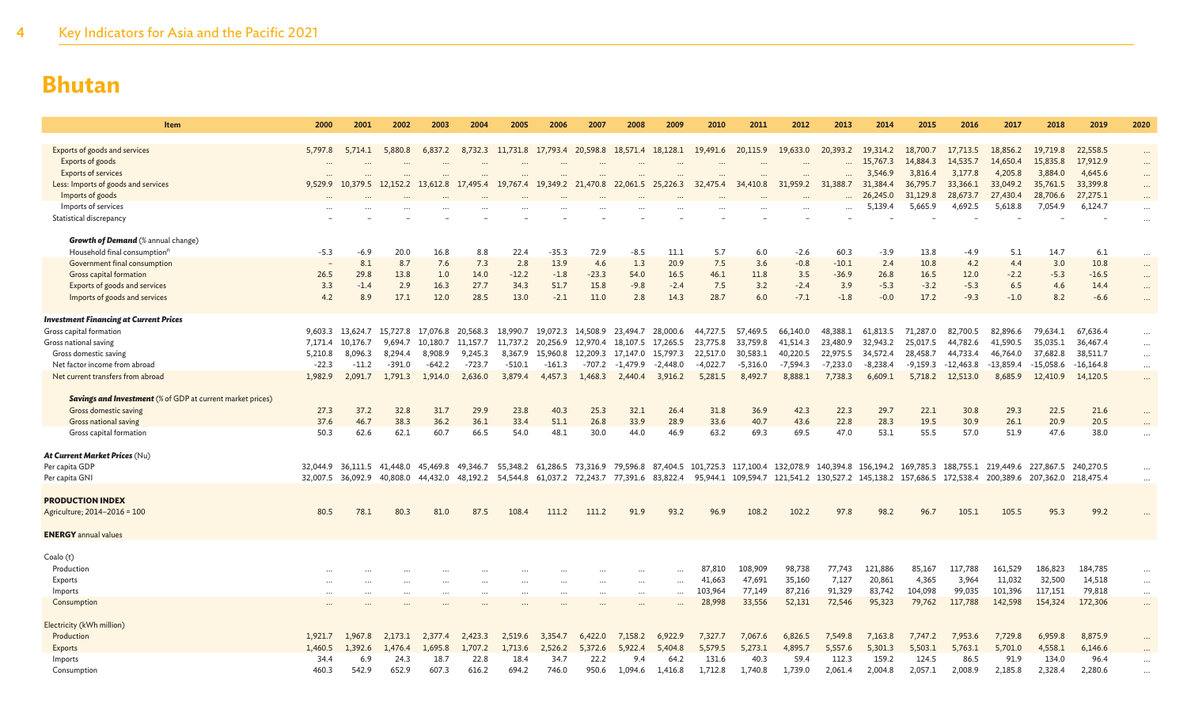# Bhutan

| Item | 2000 | 2001 | 2002 | 2003 | 2004 | 2005 | 2006 | 2007 | 2008 | 2009 | 2010 | 2011 | 2012 | 2013 | 2014 | 2015 | 2016 | 2017 | 2018 | 2019 | 2020 |
|---|---|---|---|---|---|---|---|---|---|---|---|---|---|---|---|---|---|---|---|---|---|
| Exports of goods and services | 5,797.8 | 5,714.1 | 5,880.8 | 6,837.2 | 8,732.3 | 11,731.8 | 17,793.4 | 20,598.8 | 18,571.4 | 18,128.1 | 19,491.6 | 20,115.9 | 19,633.0 | 20,393.2 | 19,314.2 | 18,700.7 | 17,713.5 | 18,856.2 | 19,719.8 | 22,558.5 | ... |
| Exports of goods | ... | ... | ... | ... | ... | ... | ... | ... | ... | ... | ... | ... | ... | ... | 15,767.3 | 14,884.3 | 14,535.7 | 14,650.4 | 15,835.8 | 17,912.9 | ... |
| Exports of services | ... | ... | ... | ... | ... | ... | ... | ... | ... | ... | ... | ... | ... | ... | 3,546.9 | 3,816.4 | 3,177.8 | 4,205.8 | 3,884.0 | 4,645.6 | ... |
| Less: Imports of goods and services | 9,529.9 | 10,379.5 | 12,152.2 | 13,612.8 | 17,495.4 | 19,767.4 | 19,349.2 | 21,470.8 | 22,061.5 | 25,226.3 | 32,475.4 | 34,410.8 | 31,959.2 | 31,388.7 | 31,384.4 | 36,795.7 | 33,366.1 | 33,049.2 | 35,761.5 | 33,399.8 | ... |
| Imports of goods | ... | ... | ... | ... | ... | ... | ... | ... | ... | ... | ... | ... | ... | ... | 26,245.0 | 31,129.8 | 28,673.7 | 27,430.4 | 28,706.6 | 27,275.1 | ... |
| Imports of services | ... | ... | ... | ... | ... | ... | ... | ... | ... | ... | ... | ... | ... | ... | 5,139.4 | 5,665.9 | 4,692.5 | 5,618.8 | 7,054.9 | 6,124.7 | ... |
| Statistical discrepancy | – | – | – | – | – | – | – | – | – | – | – | – | – | – | – | – | – | – | – | – | ... |
| ***Growth of Demand*** (% annual change) | | | | | | | | | | | | | | | | | | | | | |
| Household final consumption[n] | -5.3 | -6.9 | 20.0 | 16.8 | 8.8 | 22.4 | -35.3 | 72.9 | -8.5 | 11.1 | 5.7 | 6.0 | -2.6 | 60.3 | -3.9 | 13.8 | -4.9 | 5.1 | 14.7 | 6.1 | ... |
| Government final consumption | – | 8.1 | 8.7 | 7.6 | 7.3 | 2.8 | 13.9 | 4.6 | 1.3 | 20.9 | 7.5 | 3.6 | -0.8 | -10.1 | 2.4 | 10.8 | 4.2 | 4.4 | 3.0 | 10.8 | ... |
| Gross capital formation | 26.5 | 29.8 | 13.8 | 1.0 | 14.0 | -12.2 | -1.8 | -23.3 | 54.0 | 16.5 | 46.1 | 11.8 | 3.5 | -36.9 | 26.8 | 16.5 | 12.0 | -2.2 | -5.3 | -16.5 | ... |
| Exports of goods and services | 3.3 | -1.4 | 2.9 | 16.3 | 27.7 | 34.3 | 51.7 | 15.8 | -9.8 | -2.4 | 7.5 | 3.2 | -2.4 | 3.9 | -5.3 | -3.2 | -5.3 | 6.5 | 4.6 | 14.4 | ... |
| Imports of goods and services | 4.2 | 8.9 | 17.1 | 12.0 | 28.5 | 13.0 | -2.1 | 11.0 | 2.8 | 14.3 | 28.7 | 6.0 | -7.1 | -1.8 | -0.0 | 17.2 | -9.3 | -1.0 | 8.2 | -6.6 | ... |
| ***Investment Financing at Current Prices*** | | | | | | | | | | | | | | | | | | | | | |
| Gross capital formation | 9,603.3 | 13,624.7 | 15,727.8 | 17,076.8 | 20,568.3 | 18,990.7 | 19,072.3 | 14,508.9 | 23,494.7 | 28,000.6 | 44,727.5 | 57,469.5 | 66,140.0 | 48,388.1 | 61,813.5 | 71,287.0 | 82,700.5 | 82,896.6 | 79,634.1 | 67,636.4 | ... |
| Gross national saving | 7,171.4 | 10,176.7 | 9,694.7 | 10,180.7 | 11,157.7 | 11,737.2 | 20,256.9 | 12,970.4 | 18,107.5 | 17,265.5 | 23,775.8 | 33,759.8 | 41,514.3 | 23,480.9 | 32,943.2 | 25,017.5 | 44,782.6 | 41,590.5 | 35,035.1 | 36,467.4 | ... |
| Gross domestic saving | 5,210.8 | 8,096.3 | 8,294.4 | 8,908.9 | 9,245.3 | 8,367.9 | 15,960.8 | 12,209.3 | 17,147.0 | 15,797.3 | 22,517.0 | 30,583.1 | 40,220.5 | 22,975.5 | 34,572.4 | 28,458.7 | 44,733.4 | 46,764.0 | 37,682.8 | 38,511.7 | ... |
| Net factor income from abroad | -22.3 | -11.2 | -391.0 | -642.2 | -723.7 | -510.1 | -161.3 | -707.2 | -1,479.9 | -2,448.0 | -4,022.7 | -5,316.0 | -7,594.3 | -7,233.0 | -8,238.4 | -9,159.3 | -12,463.8 | -13,859.4 | -15,058.6 | -16,164.8 | ... |
| Net current transfers from abroad | 1,982.9 | 2,091.7 | 1,791.3 | 1,914.0 | 2,636.0 | 3,879.4 | 4,457.3 | 1,468.3 | 2,440.4 | 3,916.2 | 5,281.5 | 8,492.7 | 8,888.1 | 7,738.3 | 6,609.1 | 5,718.2 | 12,513.0 | 8,685.9 | 12,410.9 | 14,120.5 | ... |
| ***Savings and Investment*** (% of GDP at current market prices) | | | | | | | | | | | | | | | | | | | | | |
| Gross domestic saving | 27.3 | 37.2 | 32.8 | 31.7 | 29.9 | 23.8 | 40.3 | 25.3 | 32.1 | 26.4 | 31.8 | 36.9 | 42.3 | 22.3 | 29.7 | 22.1 | 30.8 | 29.3 | 22.5 | 21.6 | ... |
| Gross national saving | 37.6 | 46.7 | 38.3 | 36.2 | 36.1 | 33.4 | 51.1 | 26.8 | 33.9 | 28.9 | 33.6 | 40.7 | 43.6 | 22.8 | 28.3 | 19.5 | 30.9 | 26.1 | 20.9 | 20.5 | ... |
| Gross capital formation | 50.3 | 62.6 | 62.1 | 60.7 | 66.5 | 54.0 | 48.1 | 30.0 | 44.0 | 46.9 | 63.2 | 69.3 | 69.5 | 47.0 | 53.1 | 55.5 | 57.0 | 51.9 | 47.6 | 38.0 | ... |
| ***At Current Market Prices*** (Nu) | | | | | | | | | | | | | | | | | | | | | |
| Per capita GDP | 32,044.9 | 36,111.5 | 41,448.0 | 45,469.8 | 49,346.7 | 55,348.2 | 61,286.5 | 73,316.9 | 79,596.8 | 87,404.5 | 101,725.3 | 117,100.4 | 132,078.9 | 140,394.8 | 156,194.2 | 169,785.3 | 188,755.1 | 219,449.6 | 227,867.5 | 240,270.5 | ... |
| Per capita GNI | 32,007.5 | 36,092.9 | 40,808.0 | 44,432.0 | 48,192.2 | 54,544.8 | 61,037.2 | 72,243.7 | 77,391.6 | 83,822.4 | 95,944.1 | 109,594.7 | 121,541.2 | 130,527.2 | 145,138.2 | 157,686.5 | 172,538.4 | 200,389.6 | 207,362.0 | 218,475.4 | ... |
| **PRODUCTION INDEX** | | | | | | | | | | | | | | | | | | | | | |
| Agriculture; 2014–2016 = 100 | 80.5 | 78.1 | 80.3 | 81.0 | 87.5 | 108.4 | 111.2 | 111.2 | 91.9 | 93.2 | 96.9 | 108.2 | 102.2 | 97.8 | 98.2 | 96.7 | 105.1 | 105.5 | 95.3 | 99.2 | ... |
| **ENERGY** annual values | | | | | | | | | | | | | | | | | | | | | |
| Coalo (t) | | | | | | | | | | | | | | | | | | | | | |
| Production | ... | ... | ... | ... | ... | ... | ... | ... | ... | ... | 87,810 | 108,909 | 98,738 | 77,743 | 121,886 | 85,167 | 117,788 | 161,529 | 186,823 | 184,785 | ... |
| Exports | ... | ... | ... | ... | ... | ... | ... | ... | ... | ... | 41,663 | 47,691 | 35,160 | 7,127 | 20,861 | 4,365 | 3,964 | 11,032 | 32,500 | 14,518 | ... |
| Imports | ... | ... | ... | ... | ... | ... | ... | ... | ... | ... | 103,964 | 77,149 | 87,216 | 91,329 | 83,742 | 104,098 | 99,035 | 101,396 | 117,151 | 79,818 | ... |
| Consumption | ... | ... | ... | ... | ... | ... | ... | ... | ... | ... | 28,998 | 33,556 | 52,131 | 72,546 | 95,323 | 79,762 | 117,788 | 142,598 | 154,324 | 172,306 | ... |
| Electricity (kWh million) | | | | | | | | | | | | | | | | | | | | | |
| Production | 1,921.7 | 1,967.8 | 2,173.1 | 2,377.4 | 2,423.3 | 2,519.6 | 3,354.7 | 6,422.0 | 7,158.2 | 6,922.9 | 7,327.7 | 7,067.6 | 6,826.5 | 7,549.8 | 7,163.8 | 7,747.2 | 7,953.6 | 7,729.8 | 6,959.8 | 8,875.9 | ... |
| Exports | 1,460.5 | 1,392.6 | 1,476.4 | 1,695.8 | 1,707.2 | 1,713.6 | 2,526.2 | 5,372.6 | 5,922.4 | 5,404.8 | 5,579.5 | 5,273.1 | 4,895.7 | 5,557.6 | 5,301.3 | 5,503.1 | 5,763.1 | 5,701.0 | 4,558.1 | 6,146.6 | ... |
| Imports | 34.4 | 6.9 | 24.3 | 18.7 | 22.8 | 18.4 | 34.7 | 22.2 | 9.4 | 64.2 | 131.6 | 40.3 | 59.4 | 112.3 | 159.2 | 124.5 | 86.5 | 91.9 | 134.0 | 96.4 | ... |
| Consumption | 460.3 | 542.9 | 652.9 | 607.3 | 616.2 | 694.2 | 746.0 | 950.6 | 1,094.6 | 1,416.8 | 1,712.8 | 1,740.8 | 1,739.0 | 2,061.4 | 2,004.8 | 2,057.1 | 2,008.9 | 2,185.8 | 2,328.4 | 2,280.6 | ... |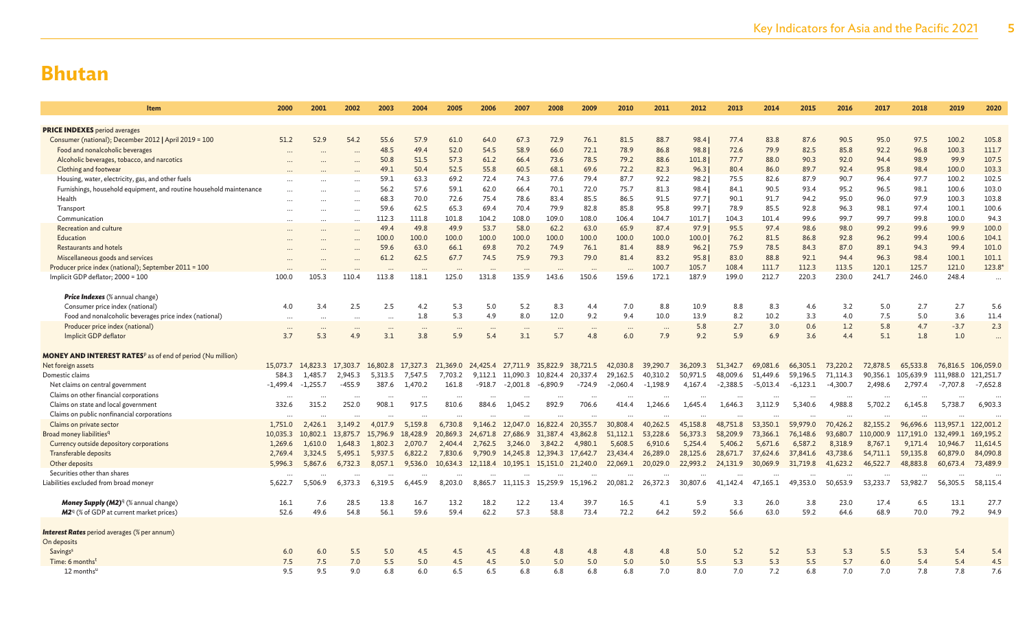# Bhutan

| Item | 2000 | 2001 | 2002 | 2003 | 2004 | 2005 | 2006 | 2007 | 2008 | 2009 | 2010 | 2011 | 2012 | 2013 | 2014 | 2015 | 2016 | 2017 | 2018 | 2019 | 2020 |
|---|---|---|---|---|---|---|---|---|---|---|---|---|---|---|---|---|---|---|---|---|---|
| **PRICE INDEXES** period averages | | | | | | | | | | | | | | | | | | | | | |
| Consumer (national); December 2012 \| April 2019 = 100 | 51.2 | 52.9 | 54.2 | 55.6 | 57.9 | 61.0 | 64.0 | 67.3 | 72.9 | 76.1 | 81.5 | 88.7 | 98.4 \| | 77.4 | 83.8 | 87.6 | 90.5 | 95.0 | 97.5 | 100.2 | 105.8 |
| Food and nonalcoholic beverages | ... | ... | ... | 48.5 | 49.4 | 52.0 | 54.5 | 58.9 | 66.0 | 72.1 | 78.9 | 86.8 | 98.8 \| | 72.6 | 79.9 | 82.5 | 85.8 | 92.2 | 96.8 | 100.3 | 111.7 |
| Alcoholic beverages, tobacco, and narcotics | ... | ... | ... | 50.8 | 51.5 | 57.3 | 61.2 | 66.4 | 73.6 | 78.5 | 79.2 | 88.6 | 101.8 \| | 77.7 | 88.0 | 90.3 | 92.0 | 94.4 | 98.9 | 99.9 | 107.5 |
| Clothing and footwear | ... | ... | ... | 49.1 | 50.4 | 52.5 | 55.8 | 60.5 | 68.1 | 69.6 | 72.2 | 82.3 | 96.3 \| | 80.4 | 86.0 | 89.7 | 92.4 | 95.8 | 98.4 | 100.0 | 103.3 |
| Housing, water, electricity, gas, and other fuels | ... | ... | ... | 59.1 | 63.3 | 69.2 | 72.4 | 74.3 | 77.6 | 79.4 | 87.7 | 92.2 | 98.2 \| | 75.5 | 82.6 | 87.9 | 90.7 | 96.4 | 97.7 | 100.2 | 102.5 |
| Furnishings, household equipment, and routine household maintenance | ... | ... | ... | 56.2 | 57.6 | 59.1 | 62.0 | 66.4 | 70.1 | 72.0 | 75.7 | 81.3 | 98.4 \| | 84.1 | 90.5 | 93.4 | 95.2 | 96.5 | 98.1 | 100.6 | 103.0 |
| Health | ... | ... | ... | 68.3 | 70.0 | 72.6 | 75.4 | 78.6 | 83.4 | 85.5 | 86.5 | 91.5 | 97.7 \| | 90.1 | 91.7 | 94.2 | 95.0 | 96.0 | 97.9 | 100.3 | 103.8 |
| Transport | ... | ... | ... | 59.6 | 62.5 | 65.3 | 69.4 | 70.4 | 79.9 | 82.8 | 85.8 | 95.8 | 99.7 \| | 78.9 | 85.5 | 92.8 | 96.3 | 98.1 | 97.4 | 100.1 | 100.6 |
| Communication | ... | ... | ... | 112.3 | 111.8 | 101.8 | 104.2 | 108.0 | 109.0 | 108.0 | 106.4 | 104.7 | 101.7 \| | 104.3 | 101.4 | 99.6 | 99.7 | 99.7 | 99.8 | 100.0 | 94.3 |
| Recreation and culture | ... | ... | ... | 49.4 | 49.8 | 49.9 | 53.7 | 58.0 | 62.2 | 63.0 | 65.9 | 87.4 | 97.9 \| | 95.5 | 97.4 | 98.6 | 98.0 | 99.2 | 99.6 | 99.9 | 100.0 |
| Education | ... | ... | ... | 100.0 | 100.0 | 100.0 | 100.0 | 100.0 | 100.0 | 100.0 | 100.0 | 100.0 | 100.0 \| | 76.2 | 81.5 | 86.8 | 92.8 | 96.2 | 99.4 | 100.6 | 104.1 |
| Restaurants and hotels | ... | ... | ... | 59.6 | 63.0 | 66.1 | 69.8 | 70.2 | 74.9 | 76.1 | 81.4 | 88.9 | 96.2 \| | 75.9 | 78.5 | 84.3 | 87.0 | 89.1 | 94.3 | 99.4 | 101.0 |
| Miscellaneous goods and services | ... | ... | ... | 61.2 | 62.5 | 67.7 | 74.5 | 75.9 | 79.3 | 79.0 | 81.4 | 83.2 | 95.8 \| | 83.0 | 88.8 | 92.1 | 94.4 | 96.3 | 98.4 | 100.1 | 101.1 |
| Producer price index (national); September 2011 = 100 | ... | ... | ... | ... | ... | ... | ... | ... | ... | ... | ... | 100.7 | 105.7 | 108.4 | 111.7 | 112.3 | 113.5 | 120.1 | 125.7 | 121.0 | 123.8* |
| Implicit GDP deflator; 2000 = 100 | 100.0 | 105.3 | 110.4 | 113.8 | 118.1 | 125.0 | 131.8 | 135.9 | 143.6 | 150.6 | 159.6 | 172.1 | 187.9 | 199.0 | 212.7 | 220.3 | 230.0 | 241.7 | 246.0 | 248.4 | ... |
| ***Price Indexes*** (% annual change) | | | | | | | | | | | | | | | | | | | | | |
| Consumer price index (national) | 4.0 | 3.4 | 2.5 | 2.5 | 4.2 | 5.3 | 5.0 | 5.2 | 8.3 | 4.4 | 7.0 | 8.8 | 10.9 | 8.8 | 8.3 | 4.6 | 3.2 | 5.0 | 2.7 | 2.7 | 5.6 |
| Food and nonalcoholic beverages price index (national) | ... | ... | ... | ... | 1.8 | 5.3 | 4.9 | 8.0 | 12.0 | 9.2 | 9.4 | 10.0 | 13.9 | 8.2 | 10.2 | 3.3 | 4.0 | 7.5 | 5.0 | 3.6 | 11.4 |
| Producer price index (national) | ... | ... | ... | ... | ... | ... | ... | ... | ... | ... | ... | ... | 5.8 | 2.7 | 3.0 | 0.6 | 1.2 | 5.8 | 4.7 | -3.7 | 2.3 |
| Implicit GDP deflator | 3.7 | 5.3 | 4.9 | 3.1 | 3.8 | 5.9 | 5.4 | 3.1 | 5.7 | 4.8 | 6.0 | 7.9 | 9.2 | 5.9 | 6.9 | 3.6 | 4.4 | 5.1 | 1.8 | 1.0 | ... |
| **MONEY AND INTEREST RATES**[p] as of end of period (Nu million) | | | | | | | | | | | | | | | | | | | | | |
| Net foreign assets | 15,073.7 | 14,823.3 | 17,303.7 | 16,802.8 | 17,327.3 | 21,369.0 | 24,425.4 | 27,711.9 | 35,822.9 | 38,721.5 | 42,030.8 | 39,290.7 | 36,209.3 | 51,342.7 | 69,081.6 | 66,305.1 | 73,220.2 | 72,878.5 | 65,533.8 | 76,816.5 | 106,059.0 |
| Domestic claims | 584.3 | 1,485.7 | 2,945.3 | 5,313.5 | 7,547.5 | 7,703.2 | 9,112.1 | 11,090.3 | 10,824.4 | 20,337.4 | 29,162.5 | 40,310.2 | 50,971.5 | 48,009.6 | 51,449.6 | 59,196.5 | 71,114.3 | 90,356.1 | 105,639.9 | 111,988.0 | 121,251.7 |
| Net claims on central government | -1,499.4 | -1,255.7 | -455.9 | 387.6 | 1,470.2 | 161.8 | -918.7 | -2,001.8 | -6,890.9 | -724.9 | -2,060.4 | -1,198.9 | 4,167.4 | -2,388.5 | -5,013.4 | -6,123.1 | -4,300.7 | 2,498.6 | 2,797.4 | -7,707.8 | -7,652.8 |
| Claims on other financial corporations | ... | ... | ... | ... | ... | ... | ... | ... | ... | ... | ... | ... | ... | ... | ... | ... | ... | ... | ... | ... | ... |
| Claims on state and local government | 332.6 | 315.2 | 252.0 | 908.1 | 917.5 | 810.6 | 884.6 | 1,045.2 | 892.9 | 706.6 | 414.4 | 1,246.6 | 1,645.4 | 1,646.3 | 3,112.9 | 5,340.6 | 4,988.8 | 5,702.2 | 6,145.8 | 5,738.7 | 6,903.3 |
| Claims on public nonfinancial corporations | ... | ... | ... | ... | ... | ... | ... | ... | ... | ... | ... | ... | ... | ... | ... | ... | ... | ... | ... | ... | ... |
| Claims on private sector | 1,751.0 | 2,426.1 | 3,149.2 | 4,017.9 | 5,159.8 | 6,730.8 | 9,146.2 | 12,047.0 | 16,822.4 | 20,355.7 | 30,808.4 | 40,262.5 | 45,158.8 | 48,751.8 | 53,350.1 | 59,979.0 | 70,426.2 | 82,155.2 | 96,696.6 | 113,957.1 | 122,001.2 |
| Broad money liabilities[q] | 10,035.3 | 10,802.1 | 13,875.7 | 15,796.9 | 18,428.9 | 20,869.3 | 24,671.8 | 27,686.9 | 31,387.4 | 43,862.8 | 51,112.1 | 53,228.6 | 56,373.3 | 58,209.9 | 73,366.1 | 76,148.6 | 93,680.7 | 110,000.9 | 117,191.0 | 132,499.1 | 169,195.2 |
| Currency outside depository corporations | 1,269.6 | 1,610.0 | 1,648.3 | 1,802.3 | 2,070.7 | 2,404.4 | 2,762.5 | 3,246.0 | 3,842.2 | 4,980.1 | 5,608.5 | 6,910.6 | 5,254.4 | 5,406.2 | 5,671.6 | 6,587.2 | 8,318.9 | 8,767.1 | 9,171.4 | 10,946.7 | 11,614.5 |
| Transferable deposits | 2,769.4 | 3,324.5 | 5,495.1 | 5,937.5 | 6,822.2 | 7,830.6 | 9,790.9 | 14,245.8 | 12,394.3 | 17,642.7 | 23,434.4 | 26,289.0 | 28,125.6 | 28,671.7 | 37,624.6 | 37,841.6 | 43,738.6 | 54,711.1 | 59,135.8 | 60,879.0 | 84,090.8 |
| Other deposits | 5,996.3 | 5,867.6 | 6,732.3 | 8,057.1 | 9,536.0 | 10,634.3 | 12,118.4 | 10,195.1 | 15,151.0 | 21,240.0 | 22,069.1 | 20,029.0 | 22,993.2 | 24,131.9 | 30,069.9 | 31,719.8 | 41,623.2 | 46,522.7 | 48,883.8 | 60,673.4 | 73,489.9 |
| Securities other than shares | ... | ... | ... | ... | ... | ... | ... | ... | ... | ... | ... | ... | ... | ... | ... | ... | ... | ... | ... | ... | ... |
| Liabilities excluded from broad moneyr | 5,622.7 | 5,506.9 | 6,373.3 | 6,319.5 | 6,445.9 | 8,203.0 | 8,865.7 | 11,115.3 | 15,259.9 | 15,196.2 | 20,081.2 | 26,372.3 | 30,807.6 | 41,142.4 | 47,165.1 | 49,353.0 | 50,653.9 | 53,233.7 | 53,982.7 | 56,305.5 | 58,115.4 |
| ***Money Supply (M2)***[q] (% annual change) | 16.1 | 7.6 | 28.5 | 13.8 | 16.7 | 13.2 | 18.2 | 12.2 | 13.4 | 39.7 | 16.5 | 4.1 | 5.9 | 3.3 | 26.0 | 3.8 | 23.0 | 17.4 | 6.5 | 13.1 | 27.7 |
| ***M2***[q] (% of GDP at current market prices) | 52.6 | 49.6 | 54.8 | 56.1 | 59.6 | 59.4 | 62.2 | 57.3 | 58.8 | 73.4 | 72.2 | 64.2 | 59.2 | 56.6 | 63.0 | 59.2 | 64.6 | 68.9 | 70.0 | 79.2 | 94.9 |
| ***Interest Rates*** period averages (% per annum) | | | | | | | | | | | | | | | | | | | | | |
| On deposits | | | | | | | | | | | | | | | | | | | | | |
| Savings[s] | 6.0 | 6.0 | 5.5 | 5.0 | 4.5 | 4.5 | 4.5 | 4.8 | 4.8 | 4.8 | 4.8 | 4.8 | 5.0 | 5.2 | 5.2 | 5.3 | 5.3 | 5.5 | 5.3 | 5.4 | 5.4 |
| Time: 6 months[t] | 7.5 | 7.5 | 7.0 | 5.5 | 5.0 | 4.5 | 4.5 | 5.0 | 5.0 | 5.0 | 5.0 | 5.0 | 5.5 | 5.3 | 5.3 | 5.5 | 5.7 | 6.0 | 5.4 | 5.4 | 4.5 |
| 12 months[u] | 9.5 | 9.5 | 9.0 | 6.8 | 6.0 | 6.5 | 6.5 | 6.8 | 6.8 | 6.8 | 6.8 | 7.0 | 8.0 | 7.0 | 7.2 | 6.8 | 7.0 | 7.0 | 7.8 | 7.8 | 7.6 |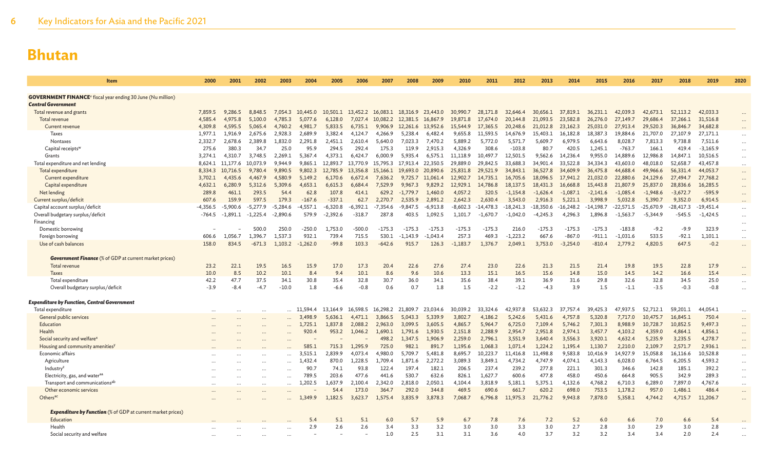# Bhutan

| Item | 2000 | 2001 | 2002 | 2003 | 2004 | 2005 | 2006 | 2007 | 2008 | 2009 | 2010 | 2011 | 2012 | 2013 | 2014 | 2015 | 2016 | 2017 | 2018 | 2019 | 2020 |
|---|---|---|---|---|---|---|---|---|---|---|---|---|---|---|---|---|---|---|---|---|---|
| **GOVERNMENT FINANCE**[v] fiscal year ending 30 June (Nu million) | | | | | | | | | | | | | | | | | | | | | |
| ***Central Government*** | | | | | | | | | | | | | | | | | | | | | |
| Total revenue and grants | 7,859.5 | 9,286.5 | 8,848.5 | 7,054.3 | 10,445.0 | 10,501.1 | 13,452.2 | 16,083.1 | 18,316.9 | 23,443.0 | 30,990.7 | 28,171.8 | 32,646.4 | 30,656.1 | 37,819.1 | 36,231.1 | 42,039.3 | 42,673.1 | 52,113.2 | 42,033.3 | ... |
| Total revenue | 4,585.4 | 4,975.8 | 5,100.0 | 4,785.3 | 5,077.6 | 6,128.0 | 7,027.4 | 10,082.2 | 12,381.5 | 16,867.9 | 19,871.8 | 17,674.0 | 20,144.8 | 21,093.5 | 23,582.8 | 26,276.0 | 27,149.7 | 29,686.4 | 37,266.1 | 31,516.8 | ... |
| Current revenue | 4,309.8 | 4,595.5 | 5,065.4 | 4,760.2 | 4,981.7 | 5,833.5 | 6,735.1 | 9,906.9 | 12,261.6 | 13,952.6 | 15,544.9 | 17,365.5 | 20,248.6 | 21,012.8 | 23,162.3 | 25,031.0 | 27,913.4 | 29,520.3 | 36,846.7 | 34,682.8 | ... |
| Taxes | 1,977.1 | 1,916.9 | 2,675.6 | 2,928.3 | 2,689.9 | 3,382.4 | 4,124.7 | 4,266.9 | 5,238.4 | 6,482.4 | 9,655.8 | 11,593.5 | 14,676.9 | 15,403.1 | 16,182.8 | 18,387.3 | 19,884.6 | 21,707.0 | 27,107.9 | 27,171.1 | ... |
| Nontaxes | 2,332.7 | 2,678.6 | 2,389.8 | 1,832.0 | 2,291.8 | 2,451.1 | 2,610.4 | 5,640.0 | 7,023.3 | 7,470.2 | 5,889.2 | 5,772.0 | 5,571.7 | 5,609.7 | 6,979.5 | 6,643.6 | 8,028.7 | 7,813.3 | 9,738.8 | 7,511.6 | ... |
| Capital receipts[w] | 275.6 | 380.3 | 34.7 | 25.0 | 95.9 | 294.5 | 292.4 | 175.3 | 119.9 | 2,915.3 | 4,326.9 | 308.6 | -103.8 | 80.7 | 420.5 | 1,245.1 | -763.7 | 166.1 | 419.4 | -3,165.9 | ... |
| Grants | 3,274.1 | 4,310.7 | 3,748.5 | 2,269.1 | 5,367.4 | 4,373.1 | 6,424.7 | 6,000.9 | 5,935.4 | 6,575.1 | 11,118.9 | 10,497.7 | 12,501.5 | 9,562.6 | 14,236.4 | 9,955.0 | 14,889.6 | 12,986.8 | 14,847.1 | 10,516.5 | ... |
| Total expenditure and net lending | 8,624.1 | 11,177.6 | 10,073.9 | 9,944.9 | 9,865.1 | 12,893.7 | 13,770.9 | 15,795.3 | 17,913.4 | 22,350.5 | 29,889.0 | 29,842.5 | 33,688.3 | 34,901.4 | 33,522.8 | 34,334.3 | 43,603.0 | 48,018.0 | 52,658.7 | 43,457.8 | ... |
| Total expenditure | 8,334.3 | 10,716.5 | 9,780.4 | 9,890.5 | 9,802.3 | 12,785.9 | 13,356.8 | 15,166.1 | 19,693.0 | 20,890.6 | 25,831.8 | 29,521.9 | 34,843.1 | 36,527.8 | 34,609.9 | 36,475.8 | 44,688.4 | 49,966.6 | 56,331.4 | 44,053.7 | ... |
| Current expenditure | 3,702.1 | 4,435.6 | 4,467.9 | 4,580.9 | 5,149.2 | 6,170.6 | 6,672.4 | 7,636.2 | 9,725.7 | 11,061.4 | 12,902.7 | 14,735.1 | 16,705.6 | 18,096.5 | 17,941.2 | 21,032.0 | 22,880.6 | 24,129.6 | 27,494.7 | 27,768.2 | ... |
| Capital expenditure | 4,632.1 | 6,280.9 | 5,312.6 | 5,309.6 | 4,653.1 | 6,615.3 | 6,684.4 | 7,529.9 | 9,967.3 | 9,829.2 | 12,929.1 | 14,786.8 | 18,137.5 | 18,431.3 | 16,668.8 | 15,443.8 | 21,807.9 | 25,837.0 | 28,836.6 | 16,285.5 | ... |
| Net lending | 289.8 | 461.1 | 293.5 | 54.4 | 62.8 | 107.8 | 414.1 | 629.2 | -1,779.7 | 1,460.0 | 4,057.2 | 320.5 | -1,154.8 | -1,626.4 | -1,087.1 | -2,141.6 | -1,085.4 | -1,948.6 | -3,672.7 | -595.9 | ... |
| Current surplus/deficit | 607.6 | 159.9 | 597.5 | 179.3 | -167.6 | -337.1 | 62.7 | 2,270.7 | 2,535.9 | 2,891.2 | 2,642.3 | 2,630.4 | 3,543.0 | 2,916.3 | 5,221.1 | 3,998.9 | 5,032.8 | 5,390.7 | 9,352.0 | 6,914.5 | ... |
| Capital account surplus/deficit | -4,356.5 | -5,900.6 | -5,277.9 | -5,284.6 | -4,557.1 | -6,320.8 | -6,392.1 | -7,354.6 | -9,847.5 | -6,913.8 | -8,602.3 | -14,478.3 | -18,241.3 | -18,350.6 | -16,248.2 | -14,198.7 | -22,571.5 | -25,670.9 | -28,417.3 | -19,451.4 | ... |
| Overall budgetary surplus/deficit | -764.5 | -1,891.1 | -1,225.4 | -2,890.6 | 579.9 | -2,392.6 | -318.7 | 287.8 | 403.5 | 1,092.5 | 1,101.7 | -1,670.7 | -1,042.0 | -4,245.3 | 4,296.3 | 1,896.8 | -1,563.7 | -5,344.9 | -545.5 | -1,424.5 | ... |
| Financing | | | | | | | | | | | | | | | | | | | | | ... |
| Domestic borrowing | – | – | 500.0 | 250.0 | -250.0 | 1,753.0 | -500.0 | -175.3 | -175.3 | -175.3 | -175.3 | -175.3 | 216.0 | -175.3 | -175.3 | -175.3 | -183.8 | -9.2 | -9.9 | 323.9 | ... |
| Foreign borrowing | 606.6 | 1,056.7 | 1,396.7 | 1,537.3 | 932.1 | 739.4 | 715.5 | 530.1 | -1,143.9 | -1,043.4 | 257.3 | 469.3 | -1,223.2 | 667.6 | -867.0 | -911.1 | -1,031.6 | 533.5 | -92.1 | 1,101.1 | ... |
| Use of cash balances | 158.0 | 834.5 | -671.3 | 1,103.2 | -1,262.0 | -99.8 | 103.3 | -642.6 | 915.7 | 126.3 | -1,183.7 | 1,376.7 | 2,049.1 | 3,753.0 | -3,254.0 | -810.4 | 2,779.2 | 4,820.5 | 647.5 | -0.2 | ... |
| ***Government Finance*** (% of GDP at current market prices) | | | | | | | | | | | | | | | | | | | | | |
| Total revenue | 23.2 | 22.1 | 19.5 | 16.5 | 15.9 | 17.0 | 17.3 | 20.4 | 22.6 | 27.6 | 27.4 | 23.0 | 22.6 | 21.3 | 21.5 | 21.4 | 19.8 | 19.5 | 22.8 | 17.9 | ... |
| Taxes | 10.0 | 8.5 | 10.2 | 10.1 | 8.4 | 9.4 | 10.1 | 8.6 | 9.6 | 10.6 | 13.3 | 15.1 | 16.5 | 15.6 | 14.8 | 15.0 | 14.5 | 14.2 | 16.6 | 15.4 | ... |
| Total expenditure | 42.2 | 47.7 | 37.5 | 34.1 | 30.8 | 35.4 | 32.8 | 30.7 | 36.0 | 34.1 | 35.6 | 38.4 | 39.1 | 36.9 | 31.6 | 29.8 | 32.6 | 32.8 | 34.5 | 25.0 | ... |
| Overall budgetary surplus/deficit | -3.9 | -8.4 | -4.7 | -10.0 | 1.8 | -6.6 | -0.8 | 0.6 | 0.7 | 1.8 | 1.5 | -2.2 | -1.2 | -4.3 | 3.9 | 1.5 | -1.1 | -3.5 | -0.3 | -0.8 | ... |
| ***Expenditure by Function, Central Government*** | | | | | | | | | | | | | | | | | | | | | |
| Total expenditure | ... | ... | ... | ... | 11,594.4 | 13,164.9 | 16,598.5 | 16,298.2 | 21,809.7 | 23,034.6 | 30,039.2 | 33,324.6 | 42,937.8 | 53,632.3 | 37,757.4 | 39,425.3 | 47,937.5 | 52,712.1 | 59,201.1 | 44,054.1 | ... |
| General public services | ... | ... | ... | ... | 3,498.9 | 5,636.1 | 4,471.1 | 3,866.5 | 5,043.3 | 5,339.9 | 3,802.7 | 4,186.2 | 5,242.6 | 5,431.6 | 4,757.8 | 5,320.8 | 7,717.0 | 10,475.7 | 16,845.1 | 750.4 | ... |
| Education | ... | ... | ... | ... | 1,725.1 | 1,837.8 | 2,088.2 | 2,963.0 | 3,099.5 | 3,605.5 | 4,865.7 | 5,964.7 | 6,725.0 | 7,109.4 | 5,746.2 | 7,301.3 | 8,988.9 | 10,728.7 | 10,852.5 | 9,497.3 | ... |
| Health | ... | ... | ... | ... | 920.4 | 953.2 | 1,046.2 | 1,690.1 | 1,791.6 | 1,930.5 | 2,151.8 | 2,288.9 | 2,954.7 | 2,951.8 | 2,974.1 | 3,457.7 | 4,103.2 | 4,359.0 | 4,864.1 | 4,856.1 | ... |
| Social security and welfare[x] | ... | ... | ... | ... | – | – | – | 498.2 | 1,347.5 | 1,906.9 | 2,259.0 | 2,796.1 | 3,551.9 | 3,640.4 | 3,556.3 | 3,920.1 | 4,632.4 | 5,235.9 | 3,235.5 | 4,278.7 | ... |
| Housing and community amenities[y] | ... | ... | ... | ... | 585.1 | 715.3 | 1,295.9 | 725.0 | 982.1 | 891.7 | 1,195.6 | 1,068.3 | 1,071.4 | 1,224.2 | 1,195.4 | 1,130.7 | 2,210.0 | 2,109.7 | 2,571.7 | 2,936.1 | ... |
| Economic affairs | ... | ... | ... | ... | 3,515.1 | 2,839.9 | 4,073.4 | 4,980.0 | 5,709.7 | 5,481.8 | 8,695.7 | 10,223.7 | 11,416.8 | 11,498.8 | 9,583.8 | 10,416.9 | 14,927.9 | 15,058.8 | 16,116.6 | 10,528.8 | ... |
| Agriculture | ... | ... | ... | ... | 1,432.4 | 870.0 | 1,228.5 | 1,709.4 | 1,871.6 | 2,272.2 | 3,089.3 | 3,849.1 | 4,734.2 | 4,747.9 | 4,074.1 | 4,143.3 | 6,028.0 | 6,764.5 | 6,205.5 | 4,593.2 | ... |
| Industry[z] | ... | ... | ... | ... | 90.7 | 74.1 | 93.8 | 122.4 | 197.4 | 182.1 | 206.5 | 237.4 | 239.2 | 277.8 | 221.1 | 301.3 | 346.6 | 142.8 | 185.1 | 392.2 | ... |
| Electricity, gas, and water[aa] | ... | ... | ... | ... | 789.5 | 203.6 | 477.6 | 441.6 | 530.7 | 632.6 | 826.1 | 1,627.7 | 600.6 | 477.8 | 458.0 | 450.6 | 664.8 | 905.5 | 342.9 | 289.3 | ... |
| Transport and communications[ab] | ... | ... | ... | ... | 1,202.5 | 1,637.9 | 2,100.4 | 2,342.0 | 2,818.0 | 2,050.1 | 4,104.4 | 3,818.9 | 5,181.1 | 5,375.1 | 4,132.6 | 4,768.2 | 6,710.3 | 6,289.0 | 7,897.0 | 4,767.6 | ... |
| Other economic services | ... | ... | ... | ... | – | 54.4 | 173.0 | 364.7 | 292.0 | 344.8 | 469.5 | 690.6 | 661.7 | 620.2 | 698.0 | 753.5 | 1,178.2 | 957.0 | 1,486.1 | 486.4 | ... |
| Others[ac] | ... | ... | ... | ... | 1,349.9 | 1,182.5 | 3,623.7 | 1,575.4 | 3,835.9 | 3,878.3 | 7,068.7 | 6,796.8 | 11,975.3 | 21,776.2 | 9,943.8 | 7,878.0 | 5,358.1 | 4,744.2 | 4,715.7 | 11,206.7 | ... |
| ***Expenditure by Function*** (% of GDP at current market prices) | | | | | | | | | | | | | | | | | | | | | |
| Education | ... | ... | ... | ... | 5.4 | 5.1 | 5.1 | 6.0 | 5.7 | 5.9 | 6.7 | 7.8 | 7.6 | 7.2 | 5.2 | 6.0 | 6.6 | 7.0 | 6.6 | 5.4 | ... |
| Health | ... | ... | ... | ... | 2.9 | 2.6 | 2.6 | 3.4 | 3.3 | 3.2 | 3.0 | 3.0 | 3.3 | 3.0 | 2.7 | 2.8 | 3.0 | 2.9 | 3.0 | 2.8 | ... |
| Social security and welfare | ... | ... | ... | ... | – | – | – | 1.0 | 2.5 | 3.1 | 3.1 | 3.6 | 4.0 | 3.7 | 3.2 | 3.2 | 3.4 | 3.4 | 2.0 | 2.4 | ... |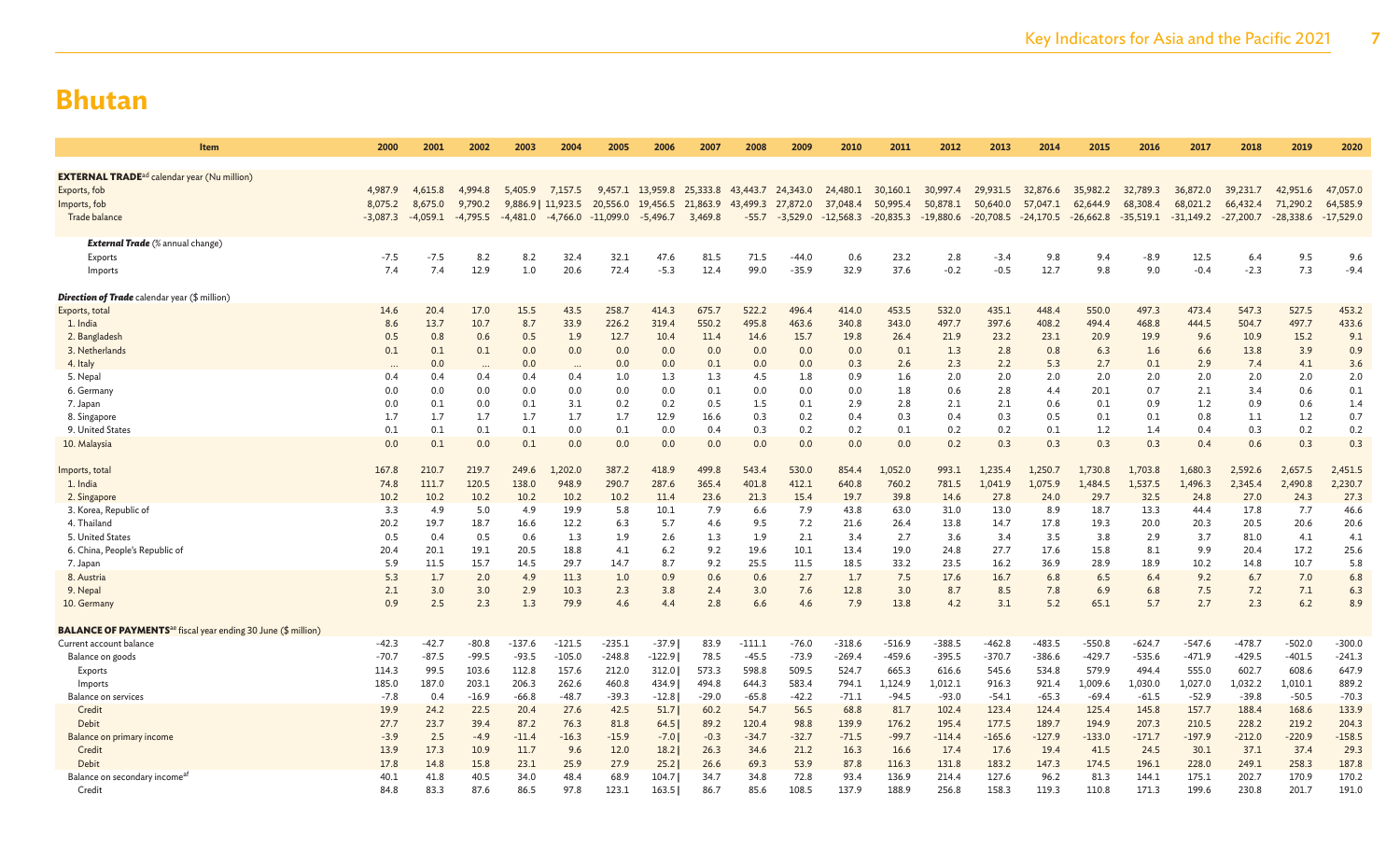# Bhutan

| Item | 2000 | 2001 | 2002 | 2003 | 2004 | 2005 | 2006 | 2007 | 2008 | 2009 | 2010 | 2011 | 2012 | 2013 | 2014 | 2015 | 2016 | 2017 | 2018 | 2019 | 2020 |
|---|---|---|---|---|---|---|---|---|---|---|---|---|---|---|---|---|---|---|---|---|---|
| **EXTERNAL TRADE**[ad] calendar year (Nu million) | | | | | | | | | | | | | | | | | | | | | |
| Exports, fob | 4,987.9 | 4,615.8 | 4,994.8 | 5,405.9 | 7,157.5 | 9,457.1 | 13,959.8 | 25,333.8 | 43,443.7 | 24,343.0 | 24,480.1 | 30,160.1 | 30,997.4 | 29,931.5 | 32,876.6 | 35,982.2 | 32,789.3 | 36,872.0 | 39,231.7 | 42,951.6 | 47,057.0 |
| Imports, fob | 8,075.2 | 8,675.0 | 9,790.2 | 9,886.9 \| | 11,923.5 | 20,556.0 | 19,456.5 | 21,863.9 | 43,499.3 | 27,872.0 | 37,048.4 | 50,995.4 | 50,878.1 | 50,640.0 | 57,047.1 | 62,644.9 | 68,308.4 | 68,021.2 | 66,432.4 | 71,290.2 | 64,585.9 |
| Trade balance | -3,087.3 | -4,059.1 | -4,795.5 | -4,481.0 | -4,766.0 | -11,099.0 | -5,496.7 | 3,469.8 | -55.7 | -3,529.0 | -12,568.3 | -20,835.3 | -19,880.6 | -20,708.5 | -24,170.5 | -26,662.8 | -35,519.1 | -31,149.2 | -27,200.7 | -28,338.6 | -17,529.0 |
| ***External Trade*** (% annual change) | | | | | | | | | | | | | | | | | | | | | |
| Exports | -7.5 | -7.5 | 8.2 | 8.2 | 32.4 | 32.1 | 47.6 | 81.5 | 71.5 | -44.0 | 0.6 | 23.2 | 2.8 | -3.4 | 9.8 | 9.4 | -8.9 | 12.5 | 6.4 | 9.5 | 9.6 |
| Imports | 7.4 | 7.4 | 12.9 | 1.0 | 20.6 | 72.4 | -5.3 | 12.4 | 99.0 | -35.9 | 32.9 | 37.6 | -0.2 | -0.5 | 12.7 | 9.8 | 9.0 | -0.4 | -2.3 | 7.3 | -9.4 |
| ***Direction of Trade*** calendar year ($ million) | | | | | | | | | | | | | | | | | | | | | |
| Exports, total | 14.6 | 20.4 | 17.0 | 15.5 | 43.5 | 258.7 | 414.3 | 675.7 | 522.2 | 496.4 | 414.0 | 453.5 | 532.0 | 435.1 | 448.4 | 550.0 | 497.3 | 473.4 | 547.3 | 527.5 | 453.2 |
| 1. India | 8.6 | 13.7 | 10.7 | 8.7 | 33.9 | 226.2 | 319.4 | 550.2 | 495.8 | 463.6 | 340.8 | 343.0 | 497.7 | 397.6 | 408.2 | 494.4 | 468.8 | 444.5 | 504.7 | 497.7 | 433.6 |
| 2. Bangladesh | 0.5 | 0.8 | 0.6 | 0.5 | 1.9 | 12.7 | 10.4 | 11.4 | 14.6 | 15.7 | 19.8 | 26.4 | 21.9 | 23.2 | 23.1 | 20.9 | 19.9 | 9.6 | 10.9 | 15.2 | 9.1 |
| 3. Netherlands | 0.1 | 0.1 | 0.1 | 0.0 | 0.0 | 0.0 | 0.0 | 0.0 | 0.0 | 0.0 | 0.0 | 0.1 | 1.3 | 2.8 | 0.8 | 6.3 | 1.6 | 6.6 | 13.8 | 3.9 | 0.9 |
| 4. Italy | ... | 0.0 | ... | 0.0 | ... | 0.0 | 0.0 | 0.1 | 0.0 | 0.0 | 0.3 | 2.6 | 2.3 | 2.2 | 5.3 | 2.7 | 0.1 | 2.9 | 7.4 | 4.1 | 3.6 |
| 5. Nepal | 0.4 | 0.4 | 0.4 | 0.4 | 0.4 | 1.0 | 1.3 | 1.3 | 4.5 | 1.8 | 0.9 | 1.6 | 2.0 | 2.0 | 2.0 | 2.0 | 2.0 | 2.0 | 2.0 | 2.0 | 2.0 |
| 6. Germany | 0.0 | 0.0 | 0.0 | 0.0 | 0.0 | 0.0 | 0.0 | 0.1 | 0.0 | 0.0 | 0.0 | 1.8 | 0.6 | 2.8 | 4.4 | 20.1 | 0.7 | 2.1 | 3.4 | 0.6 | 0.1 |
| 7. Japan | 0.0 | 0.1 | 0.0 | 0.1 | 3.1 | 0.2 | 0.2 | 0.5 | 1.5 | 0.1 | 2.9 | 2.8 | 2.1 | 2.1 | 0.6 | 0.1 | 0.9 | 1.2 | 0.9 | 0.6 | 1.4 |
| 8. Singapore | 1.7 | 1.7 | 1.7 | 1.7 | 1.7 | 1.7 | 12.9 | 16.6 | 0.3 | 0.2 | 0.4 | 0.3 | 0.4 | 0.3 | 0.5 | 0.1 | 0.1 | 0.8 | 1.1 | 1.2 | 0.7 |
| 9. United States | 0.1 | 0.1 | 0.1 | 0.1 | 0.0 | 0.1 | 0.0 | 0.4 | 0.3 | 0.2 | 0.2 | 0.1 | 0.2 | 0.2 | 0.1 | 1.2 | 1.4 | 0.4 | 0.3 | 0.2 | 0.2 |
| 10. Malaysia | 0.0 | 0.1 | 0.0 | 0.1 | 0.0 | 0.0 | 0.0 | 0.0 | 0.0 | 0.0 | 0.0 | 0.0 | 0.2 | 0.3 | 0.3 | 0.3 | 0.3 | 0.4 | 0.6 | 0.3 | 0.3 |
| Imports, total | 167.8 | 210.7 | 219.7 | 249.6 | 1,202.0 | 387.2 | 418.9 | 499.8 | 543.4 | 530.0 | 854.4 | 1,052.0 | 993.1 | 1,235.4 | 1,250.7 | 1,730.8 | 1,703.8 | 1,680.3 | 2,592.6 | 2,657.5 | 2,451.5 |
| 1. India | 74.8 | 111.7 | 120.5 | 138.0 | 948.9 | 290.7 | 287.6 | 365.4 | 401.8 | 412.1 | 640.8 | 760.2 | 781.5 | 1,041.9 | 1,075.9 | 1,484.5 | 1,537.5 | 1,496.3 | 2,345.4 | 2,490.8 | 2,230.7 |
| 2. Singapore | 10.2 | 10.2 | 10.2 | 10.2 | 10.2 | 10.2 | 11.4 | 23.6 | 21.3 | 15.4 | 19.7 | 39.8 | 14.6 | 27.8 | 24.0 | 29.7 | 32.5 | 24.8 | 27.0 | 24.3 | 27.3 |
| 3. Korea, Republic of | 3.3 | 4.9 | 5.0 | 4.9 | 19.9 | 5.8 | 10.1 | 7.9 | 6.6 | 7.9 | 43.8 | 63.0 | 31.0 | 13.0 | 8.9 | 18.7 | 13.3 | 44.4 | 17.8 | 7.7 | 46.6 |
| 4. Thailand | 20.2 | 19.7 | 18.7 | 16.6 | 12.2 | 6.3 | 5.7 | 4.6 | 9.5 | 7.2 | 21.6 | 26.4 | 13.8 | 14.7 | 17.8 | 19.3 | 20.0 | 20.3 | 20.5 | 20.6 | 20.6 |
| 5. United States | 0.5 | 0.4 | 0.5 | 0.6 | 1.3 | 1.9 | 2.6 | 1.3 | 1.9 | 2.1 | 3.4 | 2.7 | 3.6 | 3.4 | 3.5 | 3.8 | 2.9 | 3.7 | 81.0 | 4.1 | 4.1 |
| 6. China, People's Republic of | 20.4 | 20.1 | 19.1 | 20.5 | 18.8 | 4.1 | 6.2 | 9.2 | 19.6 | 10.1 | 13.4 | 19.0 | 24.8 | 27.7 | 17.6 | 15.8 | 8.1 | 9.9 | 20.4 | 17.2 | 25.6 |
| 7. Japan | 5.9 | 11.5 | 15.7 | 14.5 | 29.7 | 14.7 | 8.7 | 9.2 | 25.5 | 11.5 | 18.5 | 33.2 | 23.5 | 16.2 | 36.9 | 28.9 | 18.9 | 10.2 | 14.8 | 10.7 | 5.8 |
| 8. Austria | 5.3 | 1.7 | 2.0 | 4.9 | 11.3 | 1.0 | 0.9 | 0.6 | 0.6 | 2.7 | 1.7 | 7.5 | 17.6 | 16.7 | 6.8 | 6.5 | 6.4 | 9.2 | 6.7 | 7.0 | 6.8 |
| 9. Nepal | 2.1 | 3.0 | 3.0 | 2.9 | 10.3 | 2.3 | 3.8 | 2.4 | 3.0 | 7.6 | 12.8 | 3.0 | 8.7 | 8.5 | 7.8 | 6.9 | 6.8 | 7.5 | 7.2 | 7.1 | 6.3 |
| 10. Germany | 0.9 | 2.5 | 2.3 | 1.3 | 79.9 | 4.6 | 4.4 | 2.8 | 6.6 | 4.6 | 7.9 | 13.8 | 4.2 | 3.1 | 5.2 | 65.1 | 5.7 | 2.7 | 2.3 | 6.2 | 8.9 |
| **BALANCE OF PAYMENTS**[ae] fiscal year ending 30 June ($ million) | | | | | | | | | | | | | | | | | | | | | |
| Current account balance | -42.3 | -42.7 | -80.8 | -137.6 | -121.5 | -235.1 | -37.9 \| | 83.9 | -111.1 | -76.0 | -318.6 | -516.9 | -388.5 | -462.8 | -483.5 | -550.8 | -624.7 | -547.6 | -478.7 | -502.0 | -300.0 |
| Balance on goods | -70.7 | -87.5 | -99.5 | -93.5 | -105.0 | -248.8 | -122.9 \| | 78.5 | -45.5 | -73.9 | -269.4 | -459.6 | -395.5 | -370.7 | -386.6 | -429.7 | -535.6 | -471.9 | -429.5 | -401.5 | -241.3 |
| Exports | 114.3 | 99.5 | 103.6 | 112.8 | 157.6 | 212.0 | 312.0 \| | 573.3 | 598.8 | 509.5 | 524.7 | 665.3 | 616.6 | 545.6 | 534.8 | 579.9 | 494.4 | 555.0 | 602.7 | 608.6 | 647.9 |
| Imports | 185.0 | 187.0 | 203.1 | 206.3 | 262.6 | 460.8 | 434.9 \| | 494.8 | 644.3 | 583.4 | 794.1 | 1,124.9 | 1,012.1 | 916.3 | 921.4 | 1,009.6 | 1,030.0 | 1,027.0 | 1,032.2 | 1,010.1 | 889.2 |
| Balance on services | -7.8 | 0.4 | -16.9 | -66.8 | -48.7 | -39.3 | -12.8 \| | -29.0 | -65.8 | -42.2 | -71.1 | -94.5 | -93.0 | -54.1 | -65.3 | -69.4 | -61.5 | -52.9 | -39.8 | -50.5 | -70.3 |
| Credit | 19.9 | 24.2 | 22.5 | 20.4 | 27.6 | 42.5 | 51.7 \| | 60.2 | 54.7 | 56.5 | 68.8 | 81.7 | 102.4 | 123.4 | 124.4 | 125.4 | 145.8 | 157.7 | 188.4 | 168.6 | 133.9 |
| Debit | 27.7 | 23.7 | 39.4 | 87.2 | 76.3 | 81.8 | 64.5 \| | 89.2 | 120.4 | 98.8 | 139.9 | 176.2 | 195.4 | 177.5 | 189.7 | 194.9 | 207.3 | 210.5 | 228.2 | 219.2 | 204.3 |
| Balance on primary income | -3.9 | 2.5 | -4.9 | -11.4 | -16.3 | -15.9 | -7.0 \| | -0.3 | -34.7 | -32.7 | -71.5 | -99.7 | -114.4 | -165.6 | -127.9 | -133.0 | -171.7 | -197.9 | -212.0 | -220.9 | -158.5 |
| Credit | 13.9 | 17.3 | 10.9 | 11.7 | 9.6 | 12.0 | 18.2 \| | 26.3 | 34.6 | 21.2 | 16.3 | 16.6 | 17.4 | 17.6 | 19.4 | 41.5 | 24.5 | 30.1 | 37.1 | 37.4 | 29.3 |
| Debit | 17.8 | 14.8 | 15.8 | 23.1 | 25.9 | 27.9 | 25.2 \| | 26.6 | 69.3 | 53.9 | 87.8 | 116.3 | 131.8 | 183.2 | 147.3 | 174.5 | 196.1 | 228.0 | 249.1 | 258.3 | 187.8 |
| Balance on secondary income[af] | 40.1 | 41.8 | 40.5 | 34.0 | 48.4 | 68.9 | 104.7 \| | 34.7 | 34.8 | 72.8 | 93.4 | 136.9 | 214.4 | 127.6 | 96.2 | 81.3 | 144.1 | 175.1 | 202.7 | 170.9 | 170.2 |
| Credit | 84.8 | 83.3 | 87.6 | 86.5 | 97.8 | 123.1 | 163.5 \| | 86.7 | 85.6 | 108.5 | 137.9 | 188.9 | 256.8 | 158.3 | 119.3 | 110.8 | 171.3 | 199.6 | 230.8 | 201.7 | 191.0 |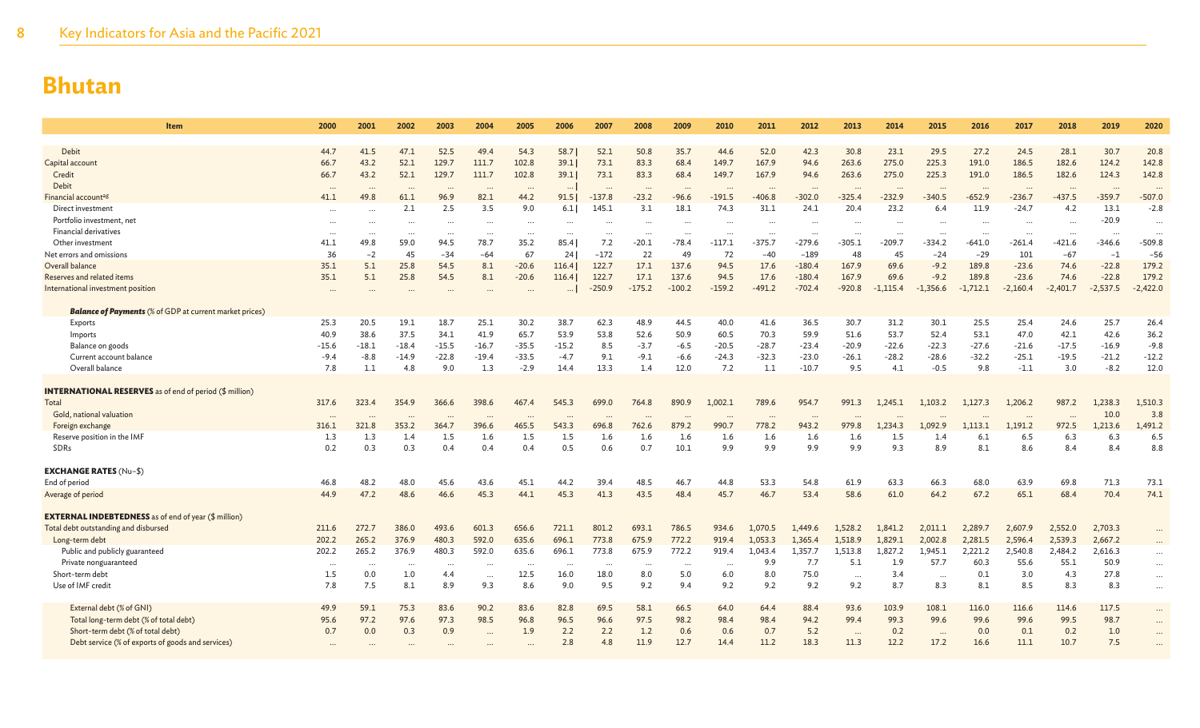# Bhutan

| Item | 2000 | 2001 | 2002 | 2003 | 2004 | 2005 | 2006 | 2007 | 2008 | 2009 | 2010 | 2011 | 2012 | 2013 | 2014 | 2015 | 2016 | 2017 | 2018 | 2019 | 2020 |
|---|---|---|---|---|---|---|---|---|---|---|---|---|---|---|---|---|---|---|---|---|---|
| Debit | 44.7 | 41.5 | 47.1 | 52.5 | 49.4 | 54.3 | 58.7 | 52.1 | 50.8 | 35.7 | 44.6 | 52.0 | 42.3 | 30.8 | 23.1 | 29.5 | 27.2 | 24.5 | 28.1 | 30.7 | 20.8 |
| Capital account | 66.7 | 43.2 | 52.1 | 129.7 | 111.7 | 102.8 | 39.1 | 73.1 | 83.3 | 68.4 | 149.7 | 167.9 | 94.6 | 263.6 | 275.0 | 225.3 | 191.0 | 186.5 | 182.6 | 124.2 | 142.8 |
| Credit | 66.7 | 43.2 | 52.1 | 129.7 | 111.7 | 102.8 | 39.1 | 73.1 | 83.3 | 68.4 | 149.7 | 167.9 | 94.6 | 263.6 | 275.0 | 225.3 | 191.0 | 186.5 | 182.6 | 124.3 | 142.8 |
| Debit | ... | ... | ... | ... | ... | ... | ... | ... | ... | ... | ... | ... | ... | ... | ... | ... | ... | ... | ... | ... | ... |
| Financial account[a,g] | 41.1 | 49.8 | 61.1 | 96.9 | 82.1 | 44.2 | 91.5 | -137.8 | -23.2 | -96.6 | -191.5 | -406.8 | -302.0 | -325.4 | -232.9 | -340.5 | -652.9 | -236.7 | -437.5 | -359.7 | -507.0 |
| Direct investment | ... | ... | 2.1 | 2.5 | 3.5 | 9.0 | 6.1 | 145.1 | 3.1 | 18.1 | 74.3 | 31.1 | 24.1 | 20.4 | 23.2 | 6.4 | 11.9 | -24.7 | 4.2 | 13.1 | -2.8 |
| Portfolio investment, net | ... | ... | ... | ... | ... | ... | ... | ... | ... | ... | ... | ... | ... | ... | ... | ... | ... | ... | ... | -20.9 | ... |
| Financial derivatives | ... | ... | ... | ... | ... | ... | ... | ... | ... | ... | ... | ... | ... | ... | ... | ... | ... | ... | ... | ... | ... |
| Other investment | 41.1 | 49.8 | 59.0 | 94.5 | 78.7 | 35.2 | 85.4 | 7.2 | -20.1 | -78.4 | -117.1 | -375.7 | -279.6 | -305.1 | -209.7 | -334.2 | -641.0 | -261.4 | -421.6 | -346.6 | -509.8 |
| Net errors and omissions | 36 | -2 | 45 | -34 | -64 | 67 | 24 | -172 | 22 | 49 | 72 | -40 | -189 | 48 | 45 | -24 | -29 | 101 | -67 | -1 | -56 |
| Overall balance | 35.1 | 5.1 | 25.8 | 54.5 | 8.1 | -20.6 | 116.4 | 122.7 | 17.1 | 137.6 | 94.5 | 17.6 | -180.4 | 167.9 | 69.6 | -9.2 | 189.8 | -23.6 | 74.6 | -22.8 | 179.2 |
| Reserves and related items | 35.1 | 5.1 | 25.8 | 54.5 | 8.1 | -20.6 | 116.4 | 122.7 | 17.1 | 137.6 | 94.5 | 17.6 | -180.4 | 167.9 | 69.6 | -9.2 | 189.8 | -23.6 | 74.6 | -22.8 | 179.2 |
| International investment position | ... | ... | ... | ... | ... | ... | ... | -250.9 | -175.2 | -100.2 | -159.2 | -491.2 | -702.4 | -920.8 | -1,115.4 | -1,356.6 | -1,712.1 | -2,160.4 | -2,401.7 | -2,537.5 | -2,422.0 |
| ***Balance of Payments*** (% of GDP at current market prices) | | | | | | | | | | | | | | | | | | | | | |
| Exports | 25.3 | 20.5 | 19.1 | 18.7 | 25.1 | 30.2 | 38.7 | 62.3 | 48.9 | 44.5 | 40.0 | 41.6 | 36.5 | 30.7 | 31.2 | 30.1 | 25.5 | 25.4 | 24.6 | 25.7 | 26.4 |
| Imports | 40.9 | 38.6 | 37.5 | 34.1 | 41.9 | 65.7 | 53.9 | 53.8 | 52.6 | 50.9 | 60.5 | 70.3 | 59.9 | 51.6 | 53.7 | 52.4 | 53.1 | 47.0 | 42.1 | 42.6 | 36.2 |
| Balance on goods | -15.6 | -18.1 | -18.4 | -15.5 | -16.7 | -35.5 | -15.2 | 8.5 | -3.7 | -6.5 | -20.5 | -28.7 | -23.4 | -20.9 | -22.6 | -22.3 | -27.6 | -21.6 | -17.5 | -16.9 | -9.8 |
| Current account balance | -9.4 | -8.8 | -14.9 | -22.8 | -19.4 | -33.5 | -4.7 | 9.1 | -9.1 | -6.6 | -24.3 | -32.3 | -23.0 | -26.1 | -28.2 | -28.6 | -32.2 | -25.1 | -19.5 | -21.2 | -12.2 |
| Overall balance | 7.8 | 1.1 | 4.8 | 9.0 | 1.3 | -2.9 | 14.4 | 13.3 | 1.4 | 12.0 | 7.2 | 1.1 | -10.7 | 9.5 | 4.1 | -0.5 | 9.8 | -1.1 | 3.0 | -8.2 | 12.0 |
| **INTERNATIONAL RESERVES** as of end of period ($ million) | | | | | | | | | | | | | | | | | | | | | |
| Total | 317.6 | 323.4 | 354.9 | 366.6 | 398.6 | 467.4 | 545.3 | 699.0 | 764.8 | 890.9 | 1,002.1 | 789.6 | 954.7 | 991.3 | 1,245.1 | 1,103.2 | 1,127.3 | 1,206.2 | 987.2 | 1,238.3 | 1,510.3 |
| Gold, national valuation | ... | ... | ... | ... | ... | ... | ... | ... | ... | ... | ... | ... | ... | ... | ... | ... | ... | ... | ... | 10.0 | 3.8 |
| Foreign exchange | 316.1 | 321.8 | 353.2 | 364.7 | 396.6 | 465.5 | 543.3 | 696.8 | 762.6 | 879.2 | 990.7 | 778.2 | 943.2 | 979.8 | 1,234.3 | 1,092.9 | 1,113.1 | 1,191.2 | 972.5 | 1,213.6 | 1,491.2 |
| Reserve position in the IMF | 1.3 | 1.3 | 1.4 | 1.5 | 1.6 | 1.5 | 1.5 | 1.6 | 1.6 | 1.6 | 1.6 | 1.6 | 1.6 | 1.6 | 1.5 | 1.4 | 6.1 | 6.5 | 6.3 | 6.3 | 6.5 |
| SDRs | 0.2 | 0.3 | 0.3 | 0.4 | 0.4 | 0.4 | 0.5 | 0.6 | 0.7 | 10.1 | 9.9 | 9.9 | 9.9 | 9.9 | 9.3 | 8.9 | 8.1 | 8.6 | 8.4 | 8.4 | 8.8 |
| **EXCHANGE RATES** (Nu–$) | | | | | | | | | | | | | | | | | | | | | |
| End of period | 46.8 | 48.2 | 48.0 | 45.6 | 43.6 | 45.1 | 44.2 | 39.4 | 48.5 | 46.7 | 44.8 | 53.3 | 54.8 | 61.9 | 63.3 | 66.3 | 68.0 | 63.9 | 69.8 | 71.3 | 73.1 |
| Average of period | 44.9 | 47.2 | 48.6 | 46.6 | 45.3 | 44.1 | 45.3 | 41.3 | 43.5 | 48.4 | 45.7 | 46.7 | 53.4 | 58.6 | 61.0 | 64.2 | 67.2 | 65.1 | 68.4 | 70.4 | 74.1 |
| **EXTERNAL INDEBTEDNESS** as of end of year ($ million) | | | | | | | | | | | | | | | | | | | | | |
| Total debt outstanding and disbursed | 211.6 | 272.7 | 386.0 | 493.6 | 601.3 | 656.6 | 721.1 | 801.2 | 693.1 | 786.5 | 934.6 | 1,070.5 | 1,449.6 | 1,528.2 | 1,841.2 | 2,011.1 | 2,289.7 | 2,607.9 | 2,552.0 | 2,703.3 | ... |
| Long-term debt | 202.2 | 265.2 | 376.9 | 480.3 | 592.0 | 635.6 | 696.1 | 773.8 | 675.9 | 772.2 | 919.4 | 1,053.3 | 1,365.4 | 1,518.9 | 1,829.1 | 2,002.8 | 2,281.5 | 2,596.4 | 2,539.3 | 2,667.2 | ... |
| Public and publicly guaranteed | 202.2 | 265.2 | 376.9 | 480.3 | 592.0 | 635.6 | 696.1 | 773.8 | 675.9 | 772.2 | 919.4 | 1,043.4 | 1,357.7 | 1,513.8 | 1,827.2 | 1,945.1 | 2,221.2 | 2,540.8 | 2,484.2 | 2,616.3 | ... |
| Private nonguaranteed | ... | ... | ... | ... | ... | ... | ... | ... | ... | ... | ... | 9.9 | 7.7 | 5.1 | 1.9 | 57.7 | 60.3 | 55.6 | 55.1 | 50.9 | ... |
| Short-term debt | 1.5 | 0.0 | 1.0 | 4.4 | ... | 12.5 | 16.0 | 18.0 | 8.0 | 5.0 | 6.0 | 8.0 | 75.0 | ... | 3.4 | ... | 0.1 | 3.0 | 4.3 | 27.8 | ... |
| Use of IMF credit | 7.8 | 7.5 | 8.1 | 8.9 | 9.3 | 8.6 | 9.0 | 9.5 | 9.2 | 9.4 | 9.2 | 9.2 | 9.2 | 9.2 | 8.7 | 8.3 | 8.1 | 8.5 | 8.3 | 8.3 | ... |
| External debt (% of GNI) | 49.9 | 59.1 | 75.3 | 83.6 | 90.2 | 83.6 | 82.8 | 69.5 | 58.1 | 66.5 | 64.0 | 64.4 | 88.4 | 93.6 | 103.9 | 108.1 | 116.0 | 116.6 | 114.6 | 117.5 | ... |
| Total long-term debt (% of total debt) | 95.6 | 97.2 | 97.6 | 97.3 | 98.5 | 96.8 | 96.5 | 96.6 | 97.5 | 98.2 | 98.4 | 98.4 | 94.2 | 99.4 | 99.3 | 99.6 | 99.6 | 99.6 | 99.5 | 98.7 | ... |
| Short-term debt (% of total debt) | 0.7 | 0.0 | 0.3 | 0.9 | ... | 1.9 | 2.2 | 2.2 | 1.2 | 0.6 | 0.6 | 0.7 | 5.2 | ... | 0.2 | ... | 0.0 | 0.1 | 0.2 | 1.0 | ... |
| Debt service (% of exports of goods and services) | ... | ... | ... | ... | ... | ... | 2.8 | 4.8 | 11.9 | 12.7 | 14.4 | 11.2 | 18.3 | 11.3 | 12.2 | 17.2 | 16.6 | 11.1 | 10.7 | 7.5 | ... |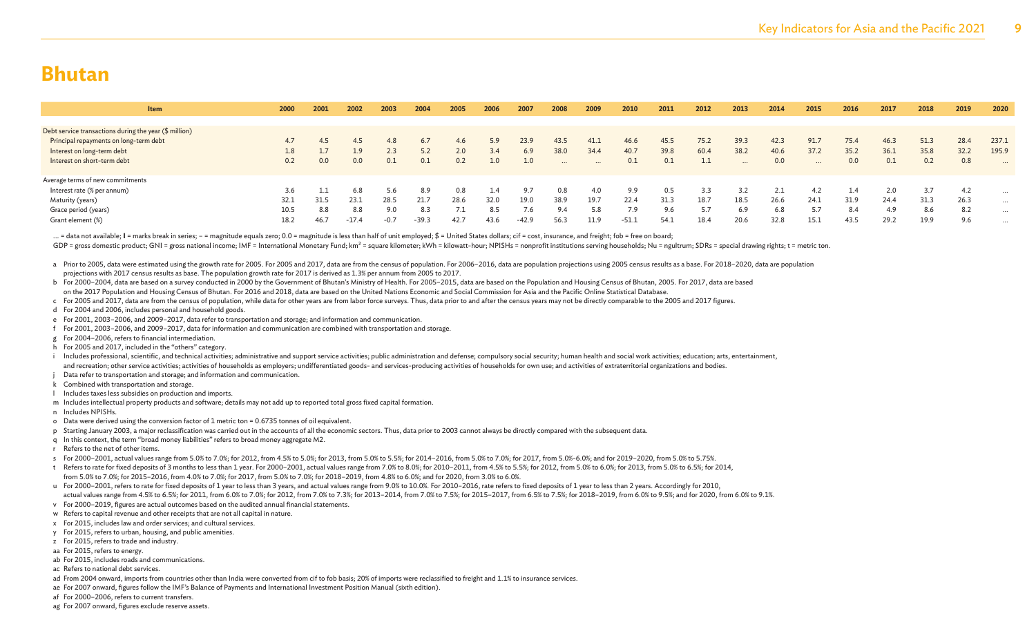# Bhutan

| Item | 2000 | 2001 | 2002 | 2003 | 2004 | 2005 | 2006 | 2007 | 2008 | 2009 | 2010 | 2011 | 2012 | 2013 | 2014 | 2015 | 2016 | 2017 | 2018 | 2019 | 2020 |
|---|---|---|---|---|---|---|---|---|---|---|---|---|---|---|---|---|---|---|---|---|---|
| Debt service transactions during the year ($ million) | | | | | | | | | | | | | | | | | | | | | |
| Principal repayments on long-term debt | 4.7 | 4.5 | 4.5 | 4.8 | 6.7 | 4.6 | 5.9 | 23.9 | 43.5 | 41.1 | 46.6 | 45.5 | 75.2 | 39.3 | 42.3 | 91.7 | 75.4 | 46.3 | 51.3 | 28.4 | 237.1 |
| Interest on long-term debt | 1.8 | 1.7 | 1.9 | 2.3 | 5.2 | 2.0 | 3.4 | 6.9 | 38.0 | 34.4 | 40.7 | 39.8 | 60.4 | 38.2 | 40.6 | 37.2 | 35.2 | 36.1 | 35.8 | 32.2 | 195.9 |
| Interest on short-term debt | 0.2 | 0.0 | 0.0 | 0.1 | 0.1 | 0.2 | 1.0 | 1.0 | ... | ... | 0.1 | 0.1 | 1.1 | ... | 0.0 | ... | 0.0 | 0.1 | 0.2 | 0.8 | ... |
| Average terms of new commitments | | | | | | | | | | | | | | | | | | | | | |
| Interest rate (% per annum) | 3.6 | 1.1 | 6.8 | 5.6 | 8.9 | 0.8 | 1.4 | 9.7 | 0.8 | 4.0 | 9.9 | 0.5 | 3.3 | 3.2 | 2.1 | 4.2 | 1.4 | 2.0 | 3.7 | 4.2 | ... |
| Maturity (years) | 32.1 | 31.5 | 23.1 | 28.5 | 21.7 | 28.6 | 32.0 | 19.0 | 38.9 | 19.7 | 22.4 | 31.3 | 18.7 | 18.5 | 26.6 | 24.1 | 31.9 | 24.4 | 31.3 | 26.3 | ... |
| Grace period (years) | 10.5 | 8.8 | 8.8 | 9.0 | 8.3 | 7.1 | 8.5 | 7.6 | 9.4 | 5.8 | 7.9 | 9.6 | 5.7 | 6.9 | 6.8 | 5.7 | 8.4 | 4.9 | 8.6 | 8.2 | ... |
| Grant element (%) | 18.2 | 46.7 | -17.4 | -0.7 | -39.3 | 42.7 | 43.6 | -42.9 | 56.3 | 11.9 | -51.1 | 54.1 | 18.4 | 20.6 | 32.8 | 15.1 | 43.5 | 29.2 | 19.9 | 9.6 | ... |

... = data not available; | = marks break in series; – = magnitude equals zero; 0.0 = magnitude is less than half of unit employed; $ = United States dollars; cif = cost, insurance, and freight; fob = free on board;
GDP = gross domestic product; GNI = gross national income; IMF = International Monetary Fund; km$^2$ = square kilometer; kWh = kilowatt-hour; NPISHs = nonprofit institutions serving households; Nu = ngultrum; SDRs = special drawing rights; t = metric ton.

a Prior to 2005, data were estimated using the growth rate for 2005. For 2005 and 2017, data are from the census of population. For 2006–2016, data are population projections using 2005 census results as a base. For 2018–2020, data are population projections with 2017 census results as base. The population growth rate for 2017 is derived as 1.3% per annum from 2005 to 2017.
b For 2000–2004, data are based on a survey conducted in 2000 by the Government of Bhutan's Ministry of Health. For 2005–2015, data are based on the Population and Housing Census of Bhutan, 2005. For 2017, data are based on the 2017 Population and Housing Census of Bhutan. For 2016 and 2018, data are based on the United Nations Economic and Social Commission for Asia and the Pacific Online Statistical Database.
c For 2005 and 2017, data are from the census of population, while data for other years are from labor force surveys. Thus, data prior to and after the census years may not be directly comparable to the 2005 and 2017 figures.
d For 2004 and 2006, includes personal and household goods.
e For 2001, 2003–2006, and 2009–2017, data refer to transportation and storage; and information and communication.
f For 2001, 2003–2006, and 2009–2017, data for information and communication are combined with transportation and storage.
g For 2004–2006, refers to financial intermediation.
h For 2005 and 2017, included in the "others" category.
i Includes professional, scientific, and technical activities; administrative and support service activities; public administration and defense; compulsory social security; human health and social work activities; education; arts, entertainment, and recreation; other service activities; activities of households as employers; undifferentiated goods- and services-producing activities of households for own use; and activities of extraterritorial organizations and bodies.
j Data refer to transportation and storage; and information and communication.
k Combined with transportation and storage.
l Includes taxes less subsidies on production and imports.
m Includes intellectual property products and software; details may not add up to reported total gross fixed capital formation.
n Includes NPISHs.
o Data were derived using the conversion factor of 1 metric ton = 0.6735 tonnes of oil equivalent.
p Starting January 2003, a major reclassification was carried out in the accounts of all the economic sectors. Thus, data prior to 2003 cannot always be directly compared with the subsequent data.
q In this context, the term "broad money liabilities" refers to broad money aggregate M2.
r Refers to the net of other items.
s For 2000–2001, actual values range from 5.0% to 7.0%; for 2012, from 4.5% to 5.0%; for 2013, from 5.0% to 5.5%; for 2014–2016, from 5.0% to 7.0%; for 2017, from 5.0%-6.0%; and for 2019–2020, from 5.0% to 5.75%.
t Refers to rate for fixed deposits of 3 months to less than 1 year. For 2000–2001, actual values range from 7.0% to 8.0%; for 2010–2011, from 4.5% to 5.5%; for 2012, from 5.0% to 6.0%; for 2013, from 5.0% to 6.5%; for 2014, from 5.0% to 7.0%; for 2015–2016, from 4.0% to 7.0%; for 2017, from 5.0% to 7.0%; for 2018–2019, from 4.8% to 6.0%; and for 2020, from 3.0% to 6.0%.
u For 2000–2001, refers to rate for fixed deposits of 1 year to less than 3 years, and actual values range from 9.0% to 10.0%. For 2010–2016, rate refers to fixed deposits of 1 year to less than 2 years. Accordingly for 2010, actual values range from 4.5% to 6.5%; for 2011, from 6.0% to 7.0%; for 2012, from 7.0% to 7.3%; for 2013–2014, from 7.0% to 7.5%; for 2015–2017, from 6.5% to 7.5%; for 2018–2019, from 6.0% to 9.5%; and for 2020, from 6.0% to 9.1%.
v For 2000–2019, figures are actual outcomes based on the audited annual financial statements.
w Refers to capital revenue and other receipts that are not all capital in nature.
x For 2015, includes law and order services; and cultural services.
y For 2015, refers to urban, housing, and public amenities.
z For 2015, refers to trade and industry.
aa For 2015, refers to energy.
ab For 2015, includes roads and communications.
ac Refers to national debt services.
ad From 2004 onward, imports from countries other than India were converted from cif to fob basis; 20% of imports were reclassified to freight and 1.1% to insurance services.
ae For 2007 onward, figures follow the IMF's Balance of Payments and International Investment Position Manual (sixth edition).
af For 2000–2006, refers to current transfers.
ag For 2007 onward, figures exclude reserve assets.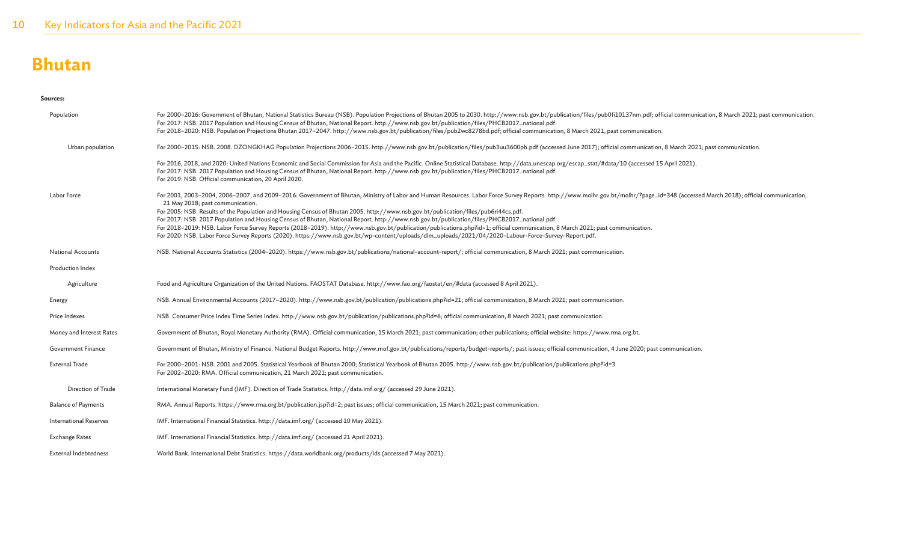# Bhutan

**Sources:**

| | |
|---|---|
| Population | For 2000–2016: Government of Bhutan, National Statistics Bureau (NSB). Population Projections of Bhutan 2005 to 2030. http://www.nsb.gov.bt/publication/files/pub0fi10137nm.pdf; official communication, 8 March 2021; past communication.<br>For 2017: NSB. 2017 Population and Housing Census of Bhutan, National Report. http://www.nsb.gov.bt/publication/files/PHCB2017_national.pdf.<br>For 2018–2020: NSB. Population Projections Bhutan 2017–2047. http://www.nsb.gov.bt/publication/files/pub2wc8278bd.pdf; official communication, 8 March 2021, past communication. |
| Urban population | For 2000–2015: NSB. 2008. DZONGKHAG Population Projections 2006–2015. http://www.nsb.gov.bt/publication/files/pub3uu3600pb.pdf (accessed June 2017); official communication, 8 March 2021; past communication.<br>For 2016, 2018, and 2020: United Nations Economic and Social Commission for Asia and the Pacific. Online Statistical Database. http://data.unescap.org/escap_stat/#data/10 (accessed 15 April 2021).<br>For 2017: NSB. 2017 Population and Housing Census of Bhutan, National Report. http://www.nsb.gov.bt/publication/files/PHCB2017_national.pdf.<br>For 2019: NSB. Official communication, 20 April 2020. |
| Labor Force | For 2001, 2003–2004, 2006–2007, and 2009–2016: Government of Bhutan, Ministry of Labor and Human Resources. Labor Force Survey Reports. http://www.molhr.gov.bt/molhr/?page_id=348 (accessed March 2018); official communication, 21 May 2018; past communication.<br>For 2005: NSB. Results of the Population and Housing Census of Bhutan 2005. http://www.nsb.gov.bt/publication/files/pub6ri44cs.pdf.<br>For 2017: NSB. 2017 Population and Housing Census of Bhutan, National Report. http://www.nsb.gov.bt/publication/files/PHCB2017_national.pdf.<br>For 2018–2019: NSB. Labor Force Survey Reports (2018–2019). http://www.nsb.gov.bt/publication/publications.php?id=1; official communication, 8 March 2021; past communication.<br>For 2020: NSB. Labor Force Survey Reports (2020). https://www.nsb.gov.bt/wp-content/uploads/dlm_uploads/2021/04/2020-Labour-Force-Survey-Report.pdf. |
| National Accounts | NSB. National Accounts Statistics (2004–2020). https://www.nsb.gov.bt/publications/national-account-report/; official communication, 8 March 2021; past communication. |
| Production Index | |
| Agriculture | Food and Agriculture Organization of the United Nations. FAOSTAT Database. http://www.fao.org/faostat/en/#data (accessed 8 April 2021). |
| Energy | NSB. Annual Environmental Accounts (2017–2020). http://www.nsb.gov.bt/publication/publications.php?id=21; official communication, 8 March 2021; past communication. |
| Price Indexes | NSB. Consumer Price Index Time Series Index. http://www.nsb.gov.bt/publication/publications.php?id=6; official communication, 8 March 2021; past communication. |
| Money and Interest Rates | Government of Bhutan, Royal Monetary Authority (RMA). Official communication, 15 March 2021; past communication; other publications; official website: https://www.rma.org.bt. |
| Government Finance | Government of Bhutan, Ministry of Finance. National Budget Reports. http://www.mof.gov.bt/publications/reports/budget-reports/; past issues; official communication, 4 June 2020; past communication. |
| External Trade | For 2000–2001: NSB. 2001 and 2005. Statistical Yearbook of Bhutan 2000; Statistical Yearbook of Bhutan 2005. http://www.nsb.gov.bt/publication/publications.php?id=3<br>For 2002–2020: RMA. Official communication, 21 March 2021; past communication. |
| Direction of Trade | International Monetary Fund (IMF). Direction of Trade Statistics. http://data.imf.org/ (accessed 29 June 2021). |
| Balance of Payments | RMA. Annual Reports. https://www.rma.org.bt/publication.jsp?id=2; past issues; official communication, 15 March 2021; past communication. |
| International Reserves | IMF. International Financial Statistics. http://data.imf.org/ (accessed 10 May 2021). |
| Exchange Rates | IMF. International Financial Statistics. http://data.imf.org/ (accessed 21 April 2021). |
| External Indebtedness | World Bank. International Debt Statistics. https://data.worldbank.org/products/ids (accessed 7 May 2021). |